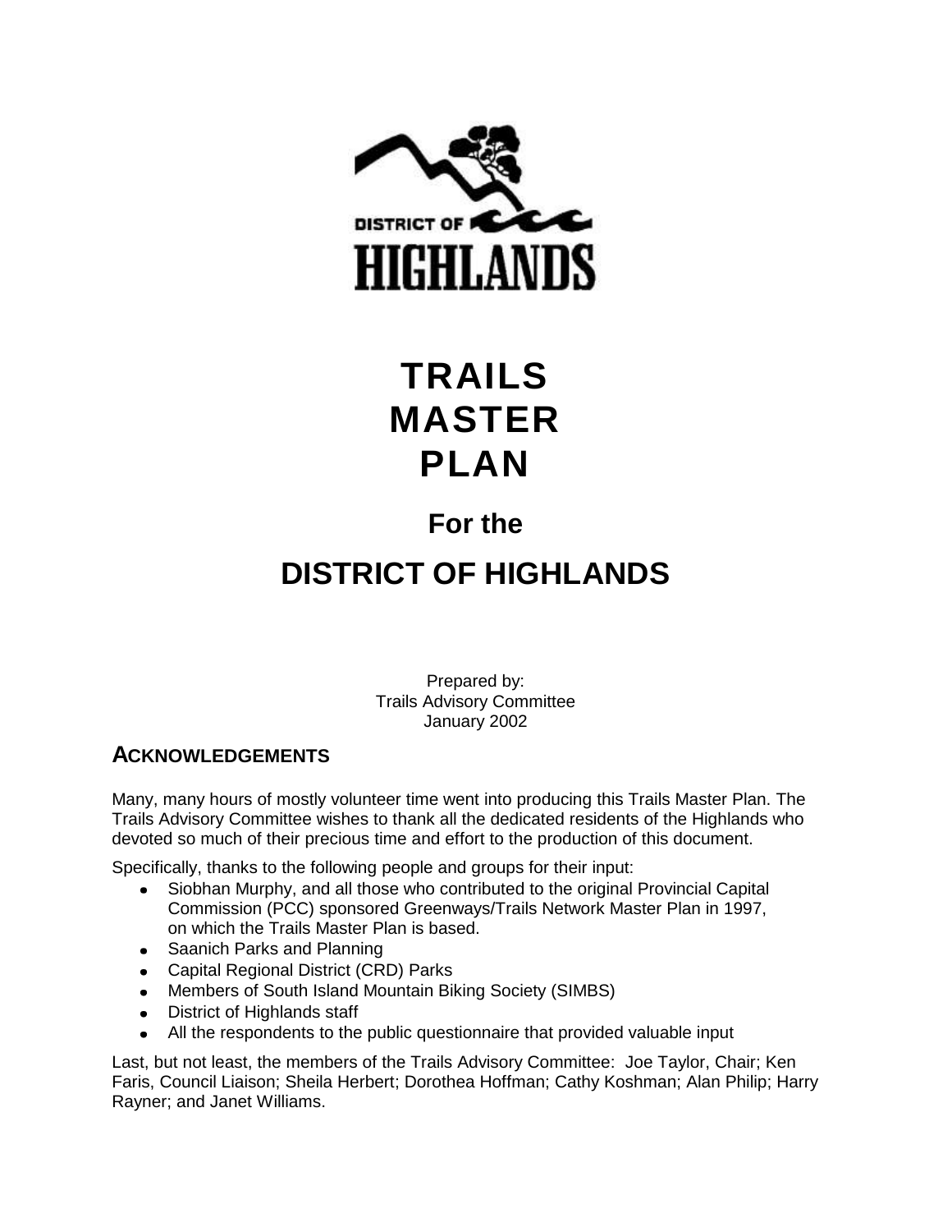DISTRICT OF HIGHLANDS

# TRAILS MASTER PLAN

## For the

## DISTRICT OF HIGHLANDS

Prepared by:
Trails Advisory Committee
January 2002

### ACKNOWLEDGEMENTS

Many, many hours of mostly volunteer time went into producing this Trails Master Plan. The Trails Advisory Committee wishes to thank all the dedicated residents of the Highlands who devoted so much of their precious time and effort to the production of this document.

Specifically, thanks to the following people and groups for their input:

- Siobhan Murphy, and all those who contributed to the original Provincial Capital Commission (PCC) sponsored Greenways/Trails Network Master Plan in 1997, on which the Trails Master Plan is based.
- Saanich Parks and Planning
- Capital Regional District (CRD) Parks
- Members of South Island Mountain Biking Society (SIMBS)
- District of Highlands staff
- All the respondents to the public questionnaire that provided valuable input

Last, but not least, the members of the Trails Advisory Committee: Joe Taylor, Chair; Ken Faris, Council Liaison; Sheila Herbert; Dorothea Hoffman; Cathy Koshman; Alan Philip; Harry Rayner; and Janet Williams.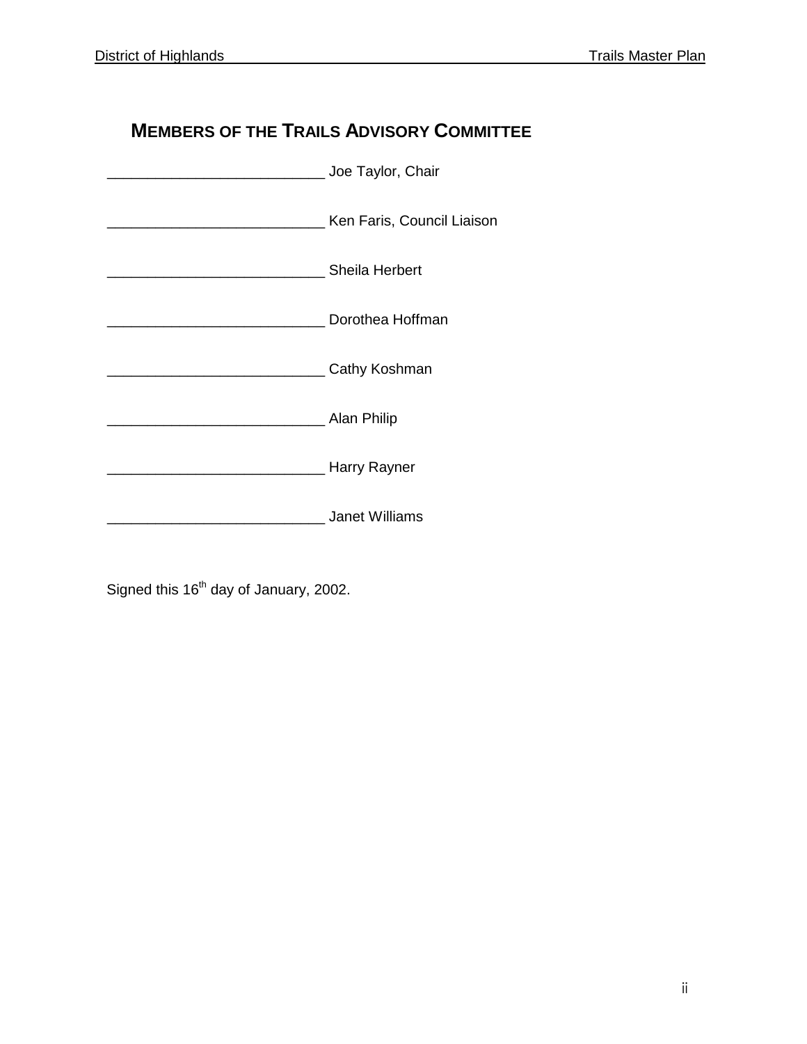## MEMBERS OF THE TRAILS ADVISORY COMMITTEE

___________________________ Joe Taylor, Chair

___________________________ Ken Faris, Council Liaison

___________________________ Sheila Herbert

___________________________ Dorothea Hoffman

___________________________ Cathy Koshman

___________________________ Alan Philip

___________________________ Harry Rayner

___________________________ Janet Williams

Signed this 16th day of January, 2002.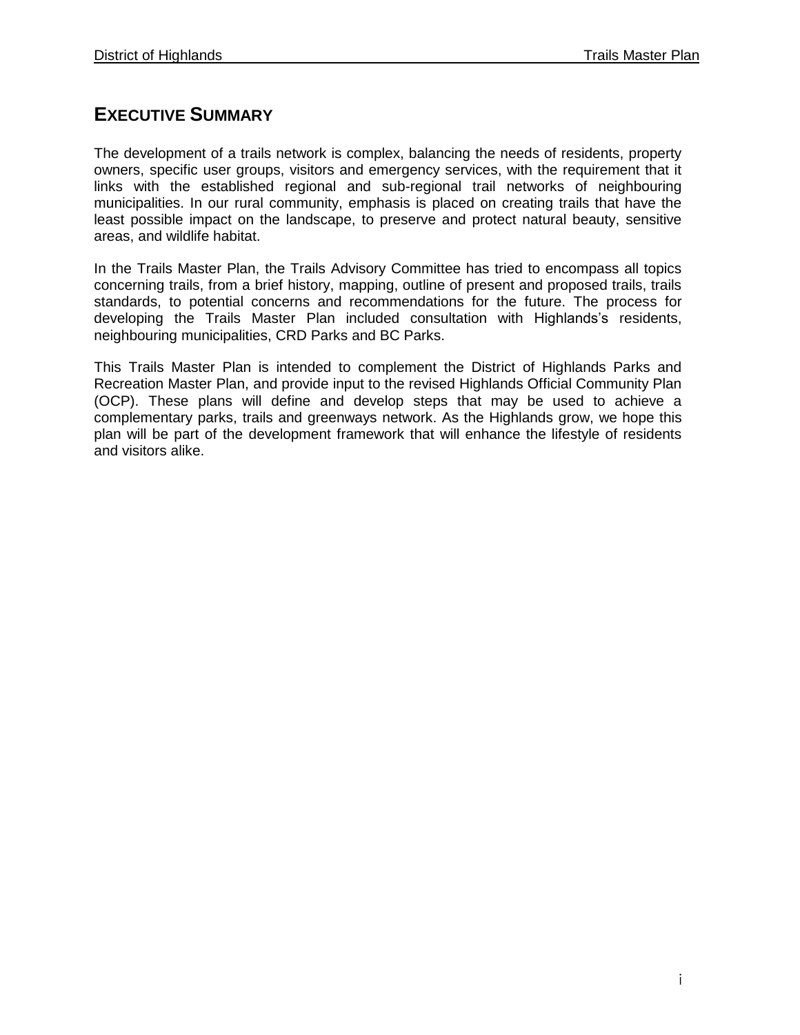# EXECUTIVE SUMMARY

The development of a trails network is complex, balancing the needs of residents, property owners, specific user groups, visitors and emergency services, with the requirement that it links with the established regional and sub-regional trail networks of neighbouring municipalities. In our rural community, emphasis is placed on creating trails that have the least possible impact on the landscape, to preserve and protect natural beauty, sensitive areas, and wildlife habitat.

In the Trails Master Plan, the Trails Advisory Committee has tried to encompass all topics concerning trails, from a brief history, mapping, outline of present and proposed trails, trails standards, to potential concerns and recommendations for the future. The process for developing the Trails Master Plan included consultation with Highlands's residents, neighbouring municipalities, CRD Parks and BC Parks.

This Trails Master Plan is intended to complement the District of Highlands Parks and Recreation Master Plan, and provide input to the revised Highlands Official Community Plan (OCP). These plans will define and develop steps that may be used to achieve a complementary parks, trails and greenways network. As the Highlands grow, we hope this plan will be part of the development framework that will enhance the lifestyle of residents and visitors alike.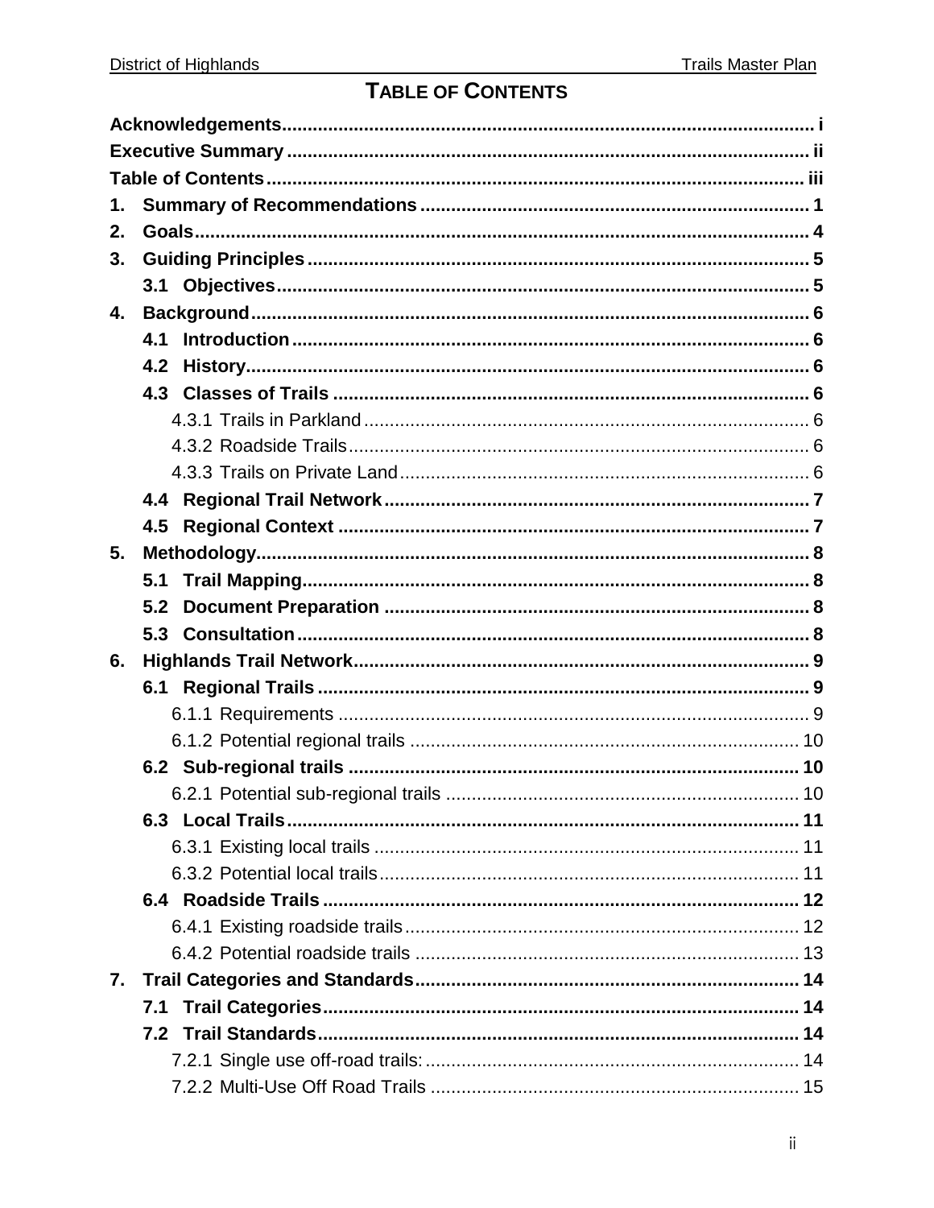# TABLE OF CONTENTS

**Acknowledgements** ..... i

**Executive Summary** ..... ii

**Table of Contents** ..... iii

**1. Summary of Recommendations** ..... 1

**2. Goals** ..... 4

**3. Guiding Principles** ..... 5

- **3.1 Objectives** ..... 5

**4. Background** ..... 6

- **4.1 Introduction** ..... 6
- **4.2 History** ..... 6
- **4.3 Classes of Trails** ..... 6
  - 4.3.1 Trails in Parkland ..... 6
  - 4.3.2 Roadside Trails ..... 6
  - 4.3.3 Trails on Private Land ..... 6
- **4.4 Regional Trail Network** ..... 7
- **4.5 Regional Context** ..... 7

**5. Methodology** ..... 8

- **5.1 Trail Mapping** ..... 8
- **5.2 Document Preparation** ..... 8
- **5.3 Consultation** ..... 8

**6. Highlands Trail Network** ..... 9

- **6.1 Regional Trails** ..... 9
  - 6.1.1 Requirements ..... 9
  - 6.1.2 Potential regional trails ..... 10
- **6.2 Sub-regional trails** ..... 10
  - 6.2.1 Potential sub-regional trails ..... 10
- **6.3 Local Trails** ..... 11
  - 6.3.1 Existing local trails ..... 11
  - 6.3.2 Potential local trails ..... 11
- **6.4 Roadside Trails** ..... 12
  - 6.4.1 Existing roadside trails ..... 12
  - 6.4.2 Potential roadside trails ..... 13

**7. Trail Categories and Standards** ..... 14

- **7.1 Trail Categories** ..... 14
- **7.2 Trail Standards** ..... 14
  - 7.2.1 Single use off-road trails: ..... 14
  - 7.2.2 Multi-Use Off Road Trails ..... 15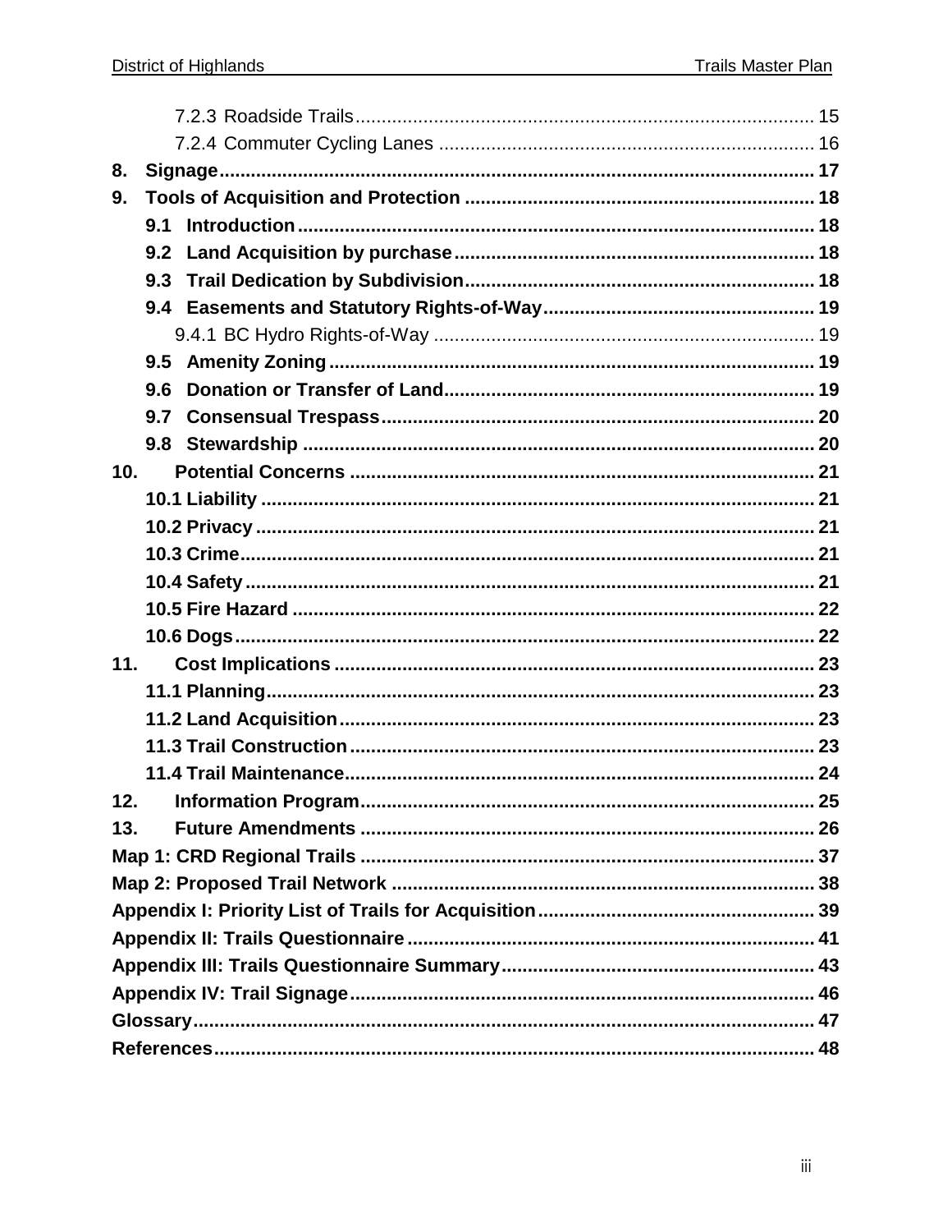7.2.3 Roadside Trails ........................................................................................ 15

7.2.4 Commuter Cycling Lanes ........................................................................ 16

**8. Signage** ........................................................................................................ **17**

**9. Tools of Acquisition and Protection** ............................................................ **18**

**9.1 Introduction** .............................................................................................. **18**

**9.2 Land Acquisition by purchase** ................................................................. **18**

**9.3 Trail Dedication by Subdivision** ............................................................. **18**

**9.4 Easements and Statutory Rights-of-Way** ................................................ **19**

9.4.1 BC Hydro Rights-of-Way ........................................................................ 19

**9.5 Amenity Zoning** ........................................................................................ **19**

**9.6 Donation or Transfer of Land** .................................................................. **19**

**9.7 Consensual Trespass** ............................................................................... **20**

**9.8 Stewardship** .............................................................................................. **20**

**10. Potential Concerns** ..................................................................................... **21**

**10.1 Liability** .................................................................................................... **21**

**10.2 Privacy** ..................................................................................................... **21**

**10.3 Crime** ....................................................................................................... **21**

**10.4 Safety** ...................................................................................................... **21**

**10.5 Fire Hazard** ............................................................................................. **22**

**10.6 Dogs** ........................................................................................................ **22**

**11. Cost Implications** ....................................................................................... **23**

**11.1 Planning** .................................................................................................. **23**

**11.2 Land Acquisition** ..................................................................................... **23**

**11.3 Trail Construction** ................................................................................... **23**

**11.4 Trail Maintenance** ................................................................................... **24**

**12. Information Program** .................................................................................. **25**

**13. Future Amendments** ................................................................................... **26**

**Map 1: CRD Regional Trails** ............................................................................. **37**

**Map 2: Proposed Trail Network** ........................................................................ **38**

**Appendix I: Priority List of Trails for Acquisition** ............................................. **39**

**Appendix II: Trails Questionnaire** .................................................................... **41**

**Appendix III: Trails Questionnaire Summary** .................................................... **43**

**Appendix IV: Trail Signage** ............................................................................... **46**

**Glossary** ............................................................................................................ **47**

**References** ........................................................................................................ **48**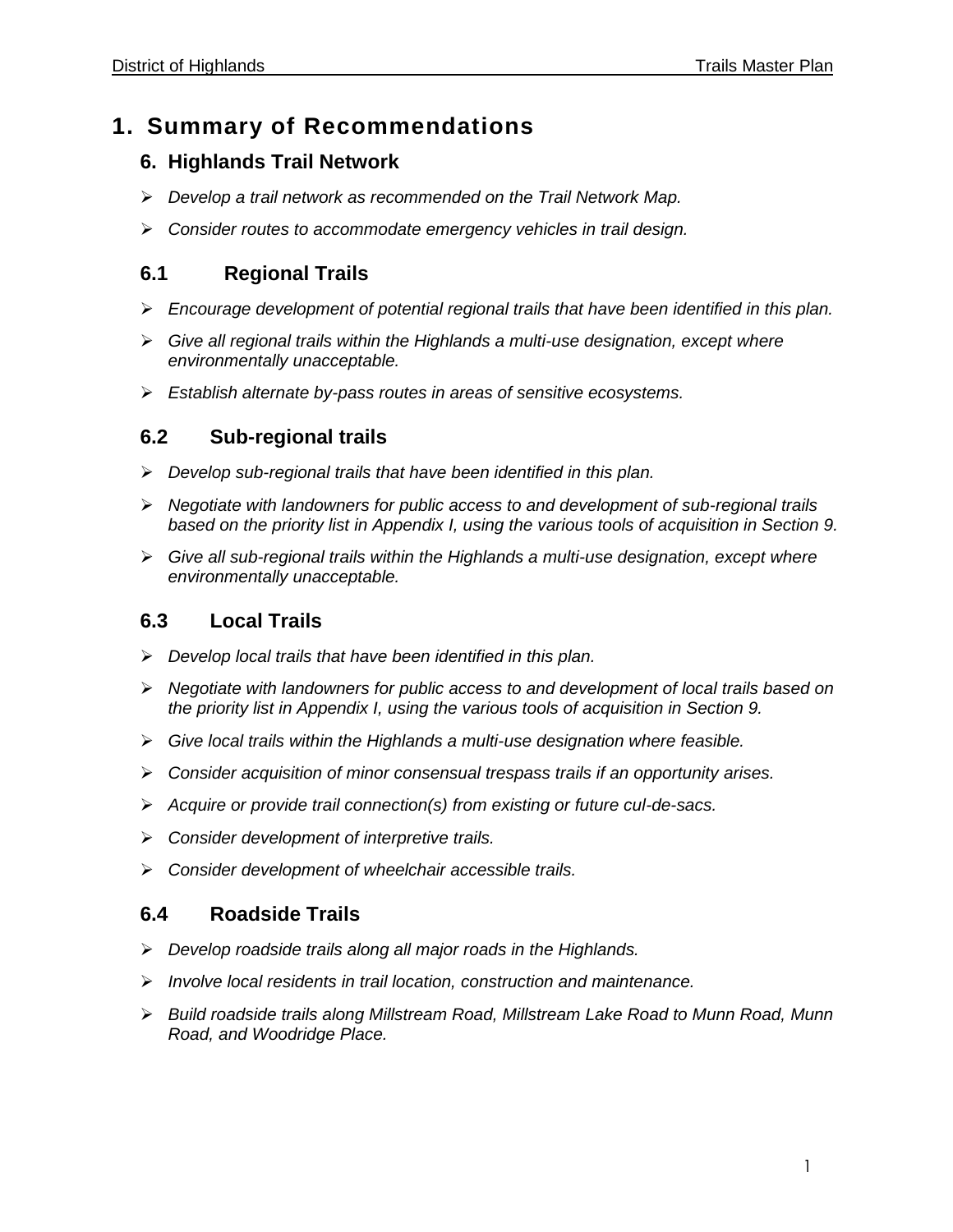# 1. Summary of Recommendations

## 6. Highlands Trail Network

- *Develop a trail network as recommended on the Trail Network Map.*
- *Consider routes to accommodate emergency vehicles in trail design.*

## 6.1 Regional Trails

- *Encourage development of potential regional trails that have been identified in this plan.*
- *Give all regional trails within the Highlands a multi-use designation, except where environmentally unacceptable.*
- *Establish alternate by-pass routes in areas of sensitive ecosystems.*

## 6.2 Sub-regional trails

- *Develop sub-regional trails that have been identified in this plan.*
- *Negotiate with landowners for public access to and development of sub-regional trails based on the priority list in Appendix I, using the various tools of acquisition in Section 9.*
- *Give all sub-regional trails within the Highlands a multi-use designation, except where environmentally unacceptable.*

## 6.3 Local Trails

- *Develop local trails that have been identified in this plan.*
- *Negotiate with landowners for public access to and development of local trails based on the priority list in Appendix I, using the various tools of acquisition in Section 9.*
- *Give local trails within the Highlands a multi-use designation where feasible.*
- *Consider acquisition of minor consensual trespass trails if an opportunity arises.*
- *Acquire or provide trail connection(s) from existing or future cul-de-sacs.*
- *Consider development of interpretive trails.*
- *Consider development of wheelchair accessible trails.*

## 6.4 Roadside Trails

- *Develop roadside trails along all major roads in the Highlands.*
- *Involve local residents in trail location, construction and maintenance.*
- *Build roadside trails along Millstream Road, Millstream Lake Road to Munn Road, Munn Road, and Woodridge Place.*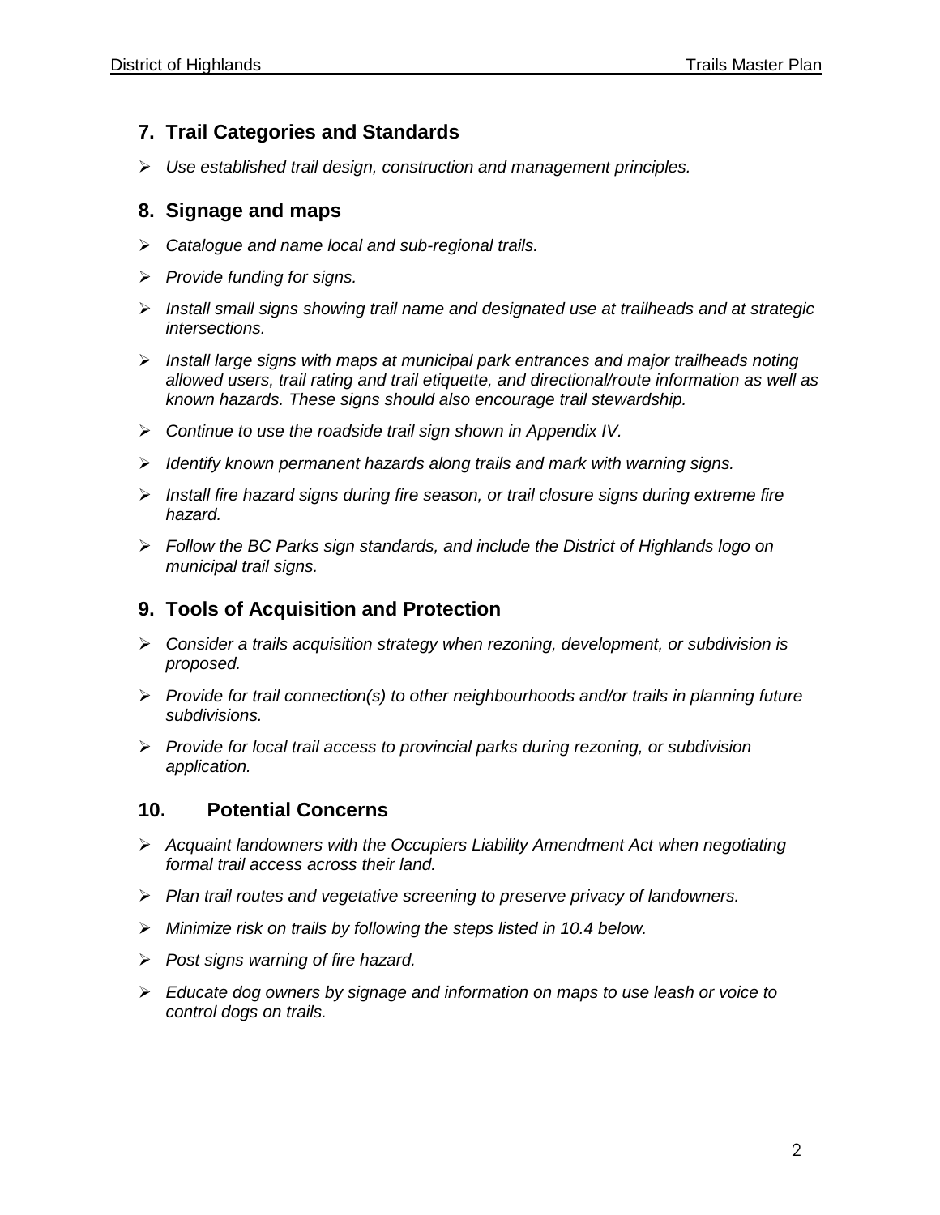## 7. Trail Categories and Standards

- *Use established trail design, construction and management principles.*

## 8. Signage and maps

- *Catalogue and name local and sub-regional trails.*
- *Provide funding for signs.*
- *Install small signs showing trail name and designated use at trailheads and at strategic intersections.*
- *Install large signs with maps at municipal park entrances and major trailheads noting allowed users, trail rating and trail etiquette, and directional/route information as well as known hazards. These signs should also encourage trail stewardship.*
- *Continue to use the roadside trail sign shown in Appendix IV.*
- *Identify known permanent hazards along trails and mark with warning signs.*
- *Install fire hazard signs during fire season, or trail closure signs during extreme fire hazard.*
- *Follow the BC Parks sign standards, and include the District of Highlands logo on municipal trail signs.*

## 9. Tools of Acquisition and Protection

- *Consider a trails acquisition strategy when rezoning, development, or subdivision is proposed.*
- *Provide for trail connection(s) to other neighbourhoods and/or trails in planning future subdivisions.*
- *Provide for local trail access to provincial parks during rezoning, or subdivision application.*

## 10. Potential Concerns

- *Acquaint landowners with the Occupiers Liability Amendment Act when negotiating formal trail access across their land.*
- *Plan trail routes and vegetative screening to preserve privacy of landowners.*
- *Minimize risk on trails by following the steps listed in 10.4 below.*
- *Post signs warning of fire hazard.*
- *Educate dog owners by signage and information on maps to use leash or voice to control dogs on trails.*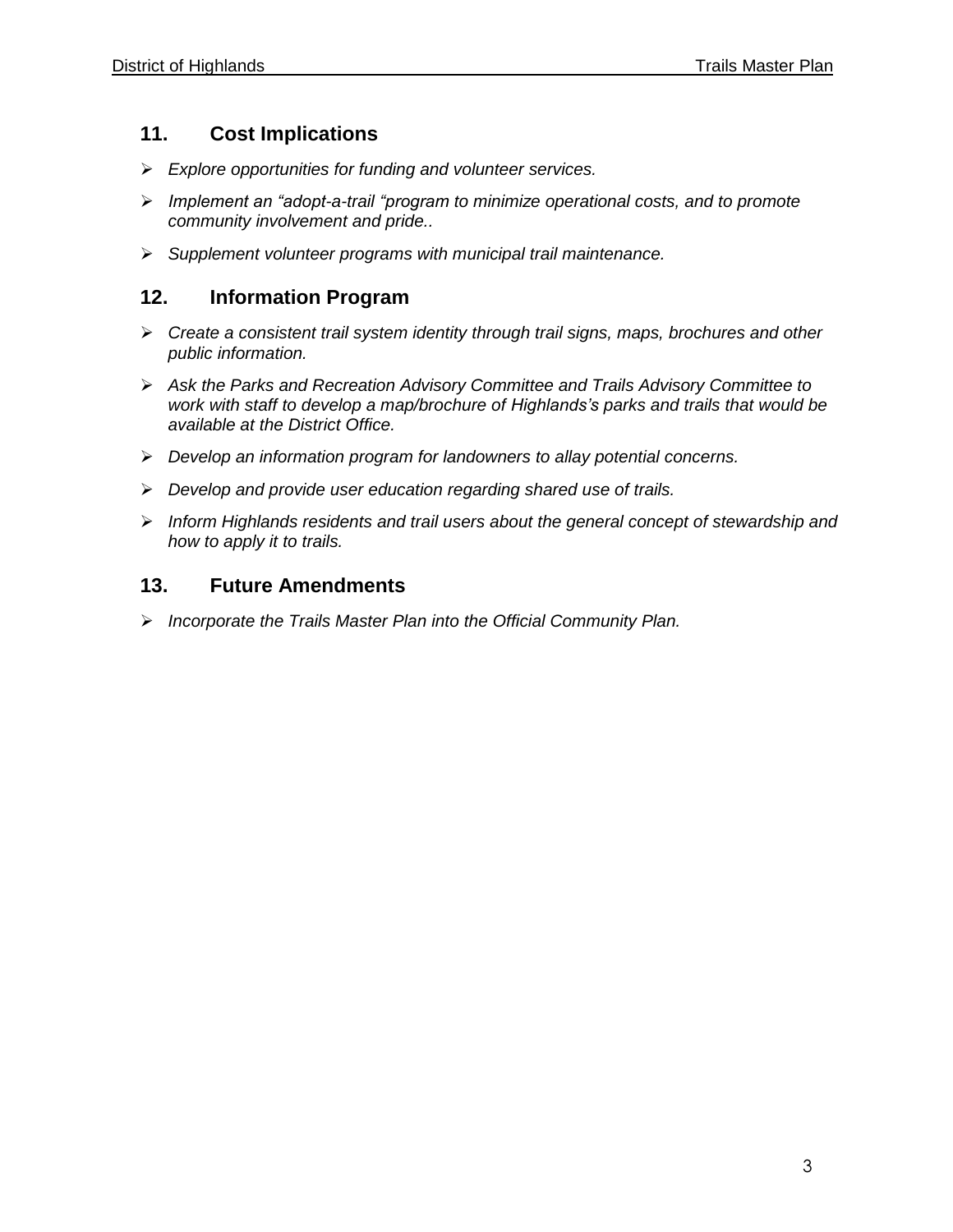## 11. Cost Implications

- *Explore opportunities for funding and volunteer services.*
- *Implement an “adopt-a-trail “program to minimize operational costs, and to promote community involvement and pride..*
- *Supplement volunteer programs with municipal trail maintenance.*

## 12. Information Program

- *Create a consistent trail system identity through trail signs, maps, brochures and other public information.*
- *Ask the Parks and Recreation Advisory Committee and Trails Advisory Committee to work with staff to develop a map/brochure of Highlands’s parks and trails that would be available at the District Office.*
- *Develop an information program for landowners to allay potential concerns.*
- *Develop and provide user education regarding shared use of trails.*
- *Inform Highlands residents and trail users about the general concept of stewardship and how to apply it to trails.*

## 13. Future Amendments

- *Incorporate the Trails Master Plan into the Official Community Plan.*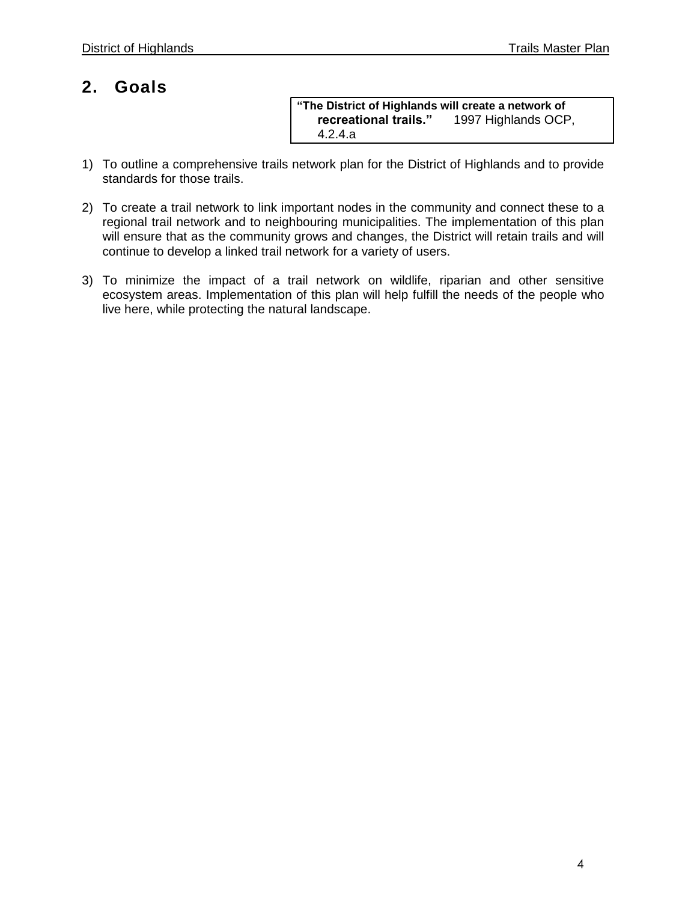## 2. Goals

> **"The District of Highlands will create a network of recreational trails."** 1997 Highlands OCP, 4.2.4.a

1) To outline a comprehensive trails network plan for the District of Highlands and to provide standards for those trails.

2) To create a trail network to link important nodes in the community and connect these to a regional trail network and to neighbouring municipalities. The implementation of this plan will ensure that as the community grows and changes, the District will retain trails and will continue to develop a linked trail network for a variety of users.

3) To minimize the impact of a trail network on wildlife, riparian and other sensitive ecosystem areas. Implementation of this plan will help fulfill the needs of the people who live here, while protecting the natural landscape.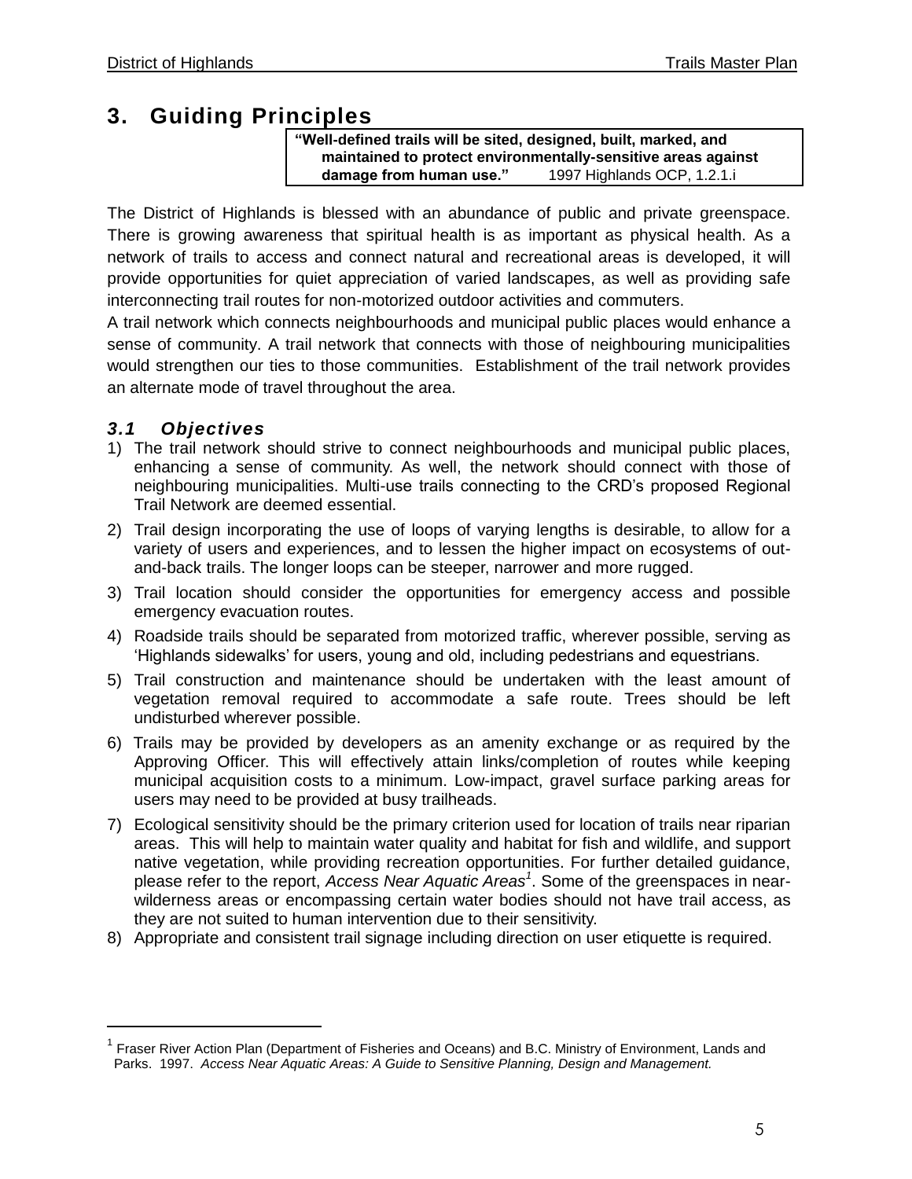# 3. Guiding Principles

> **"Well-defined trails will be sited, designed, built, marked, and maintained to protect environmentally-sensitive areas against damage from human use."** 1997 Highlands OCP, 1.2.1.i

The District of Highlands is blessed with an abundance of public and private greenspace. There is growing awareness that spiritual health is as important as physical health. As a network of trails to access and connect natural and recreational areas is developed, it will provide opportunities for quiet appreciation of varied landscapes, as well as providing safe interconnecting trail routes for non-motorized outdoor activities and commuters.

A trail network which connects neighbourhoods and municipal public places would enhance a sense of community. A trail network that connects with those of neighbouring municipalities would strengthen our ties to those communities. Establishment of the trail network provides an alternate mode of travel throughout the area.

## 3.1 Objectives

1) The trail network should strive to connect neighbourhoods and municipal public places, enhancing a sense of community. As well, the network should connect with those of neighbouring municipalities. Multi-use trails connecting to the CRD's proposed Regional Trail Network are deemed essential.
2) Trail design incorporating the use of loops of varying lengths is desirable, to allow for a variety of users and experiences, and to lessen the higher impact on ecosystems of out-and-back trails. The longer loops can be steeper, narrower and more rugged.
3) Trail location should consider the opportunities for emergency access and possible emergency evacuation routes.
4) Roadside trails should be separated from motorized traffic, wherever possible, serving as 'Highlands sidewalks' for users, young and old, including pedestrians and equestrians.
5) Trail construction and maintenance should be undertaken with the least amount of vegetation removal required to accommodate a safe route. Trees should be left undisturbed wherever possible.
6) Trails may be provided by developers as an amenity exchange or as required by the Approving Officer. This will effectively attain links/completion of routes while keeping municipal acquisition costs to a minimum. Low-impact, gravel surface parking areas for users may need to be provided at busy trailheads.
7) Ecological sensitivity should be the primary criterion used for location of trails near riparian areas. This will help to maintain water quality and habitat for fish and wildlife, and support native vegetation, while providing recreation opportunities. For further detailed guidance, please refer to the report, *Access Near Aquatic Areas*[1]. Some of the greenspaces in near-wilderness areas or encompassing certain water bodies should not have trail access, as they are not suited to human intervention due to their sensitivity.
8) Appropriate and consistent trail signage including direction on user etiquette is required.

---

[1] Fraser River Action Plan (Department of Fisheries and Oceans) and B.C. Ministry of Environment, Lands and Parks. 1997. *Access Near Aquatic Areas: A Guide to Sensitive Planning, Design and Management.*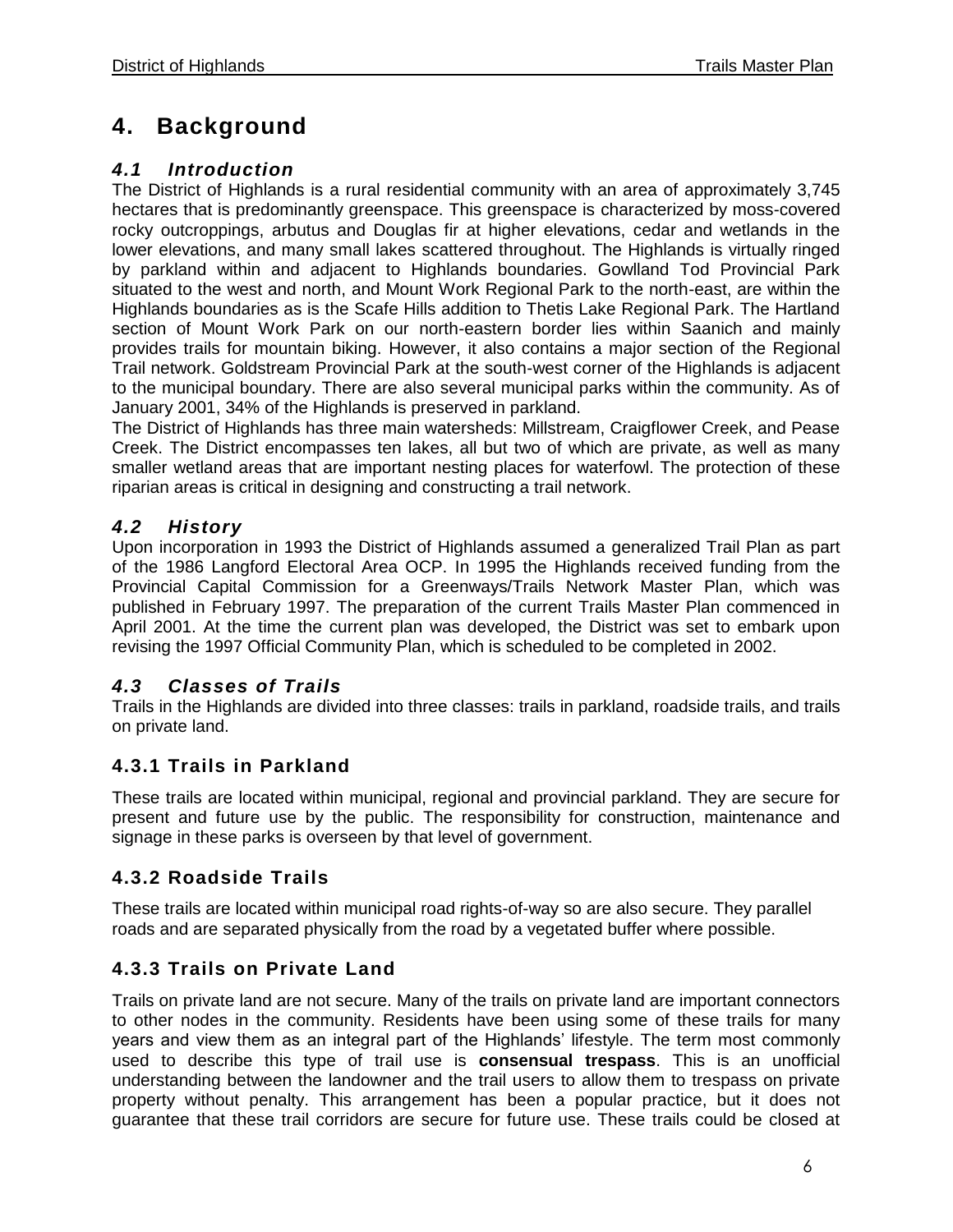# 4. Background

## *4.1 Introduction*

The District of Highlands is a rural residential community with an area of approximately 3,745 hectares that is predominantly greenspace. This greenspace is characterized by moss-covered rocky outcroppings, arbutus and Douglas fir at higher elevations, cedar and wetlands in the lower elevations, and many small lakes scattered throughout. The Highlands is virtually ringed by parkland within and adjacent to Highlands boundaries. Gowlland Tod Provincial Park situated to the west and north, and Mount Work Regional Park to the north-east, are within the Highlands boundaries as is the Scafe Hills addition to Thetis Lake Regional Park. The Hartland section of Mount Work Park on our north-eastern border lies within Saanich and mainly provides trails for mountain biking. However, it also contains a major section of the Regional Trail network. Goldstream Provincial Park at the south-west corner of the Highlands is adjacent to the municipal boundary. There are also several municipal parks within the community. As of January 2001, 34% of the Highlands is preserved in parkland.

The District of Highlands has three main watersheds: Millstream, Craigflower Creek, and Pease Creek. The District encompasses ten lakes, all but two of which are private, as well as many smaller wetland areas that are important nesting places for waterfowl. The protection of these riparian areas is critical in designing and constructing a trail network.

## *4.2 History*

Upon incorporation in 1993 the District of Highlands assumed a generalized Trail Plan as part of the 1986 Langford Electoral Area OCP. In 1995 the Highlands received funding from the Provincial Capital Commission for a Greenways/Trails Network Master Plan, which was published in February 1997. The preparation of the current Trails Master Plan commenced in April 2001. At the time the current plan was developed, the District was set to embark upon revising the 1997 Official Community Plan, which is scheduled to be completed in 2002.

## *4.3 Classes of Trails*

Trails in the Highlands are divided into three classes: trails in parkland, roadside trails, and trails on private land.

### 4.3.1 Trails in Parkland

These trails are located within municipal, regional and provincial parkland. They are secure for present and future use by the public. The responsibility for construction, maintenance and signage in these parks is overseen by that level of government.

### 4.3.2 Roadside Trails

These trails are located within municipal road rights-of-way so are also secure. They parallel roads and are separated physically from the road by a vegetated buffer where possible.

### 4.3.3 Trails on Private Land

Trails on private land are not secure. Many of the trails on private land are important connectors to other nodes in the community. Residents have been using some of these trails for many years and view them as an integral part of the Highlands' lifestyle. The term most commonly used to describe this type of trail use is **consensual trespass**. This is an unofficial understanding between the landowner and the trail users to allow them to trespass on private property without penalty. This arrangement has been a popular practice, but it does not guarantee that these trail corridors are secure for future use. These trails could be closed at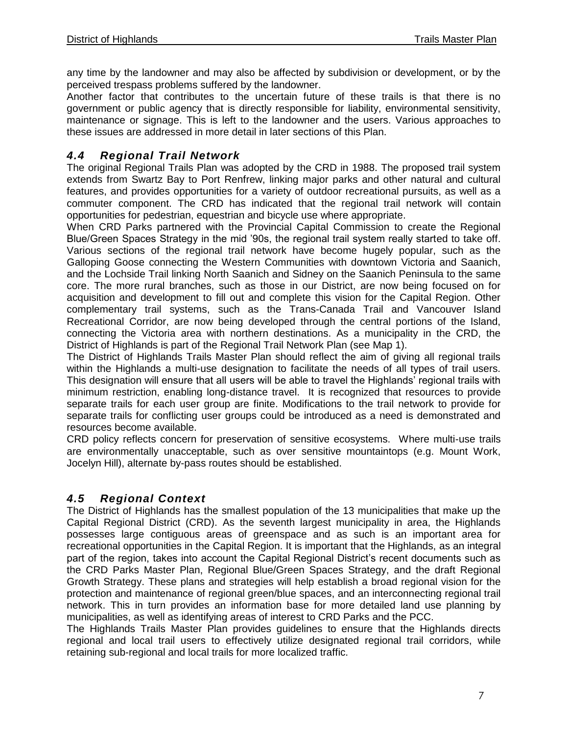any time by the landowner and may also be affected by subdivision or development, or by the perceived trespass problems suffered by the landowner.

Another factor that contributes to the uncertain future of these trails is that there is no government or public agency that is directly responsible for liability, environmental sensitivity, maintenance or signage. This is left to the landowner and the users. Various approaches to these issues are addressed in more detail in later sections of this Plan.

## *4.4 Regional Trail Network*

The original Regional Trails Plan was adopted by the CRD in 1988. The proposed trail system extends from Swartz Bay to Port Renfrew, linking major parks and other natural and cultural features, and provides opportunities for a variety of outdoor recreational pursuits, as well as a commuter component. The CRD has indicated that the regional trail network will contain opportunities for pedestrian, equestrian and bicycle use where appropriate.

When CRD Parks partnered with the Provincial Capital Commission to create the Regional Blue/Green Spaces Strategy in the mid '90s, the regional trail system really started to take off. Various sections of the regional trail network have become hugely popular, such as the Galloping Goose connecting the Western Communities with downtown Victoria and Saanich, and the Lochside Trail linking North Saanich and Sidney on the Saanich Peninsula to the same core. The more rural branches, such as those in our District, are now being focused on for acquisition and development to fill out and complete this vision for the Capital Region. Other complementary trail systems, such as the Trans-Canada Trail and Vancouver Island Recreational Corridor, are now being developed through the central portions of the Island, connecting the Victoria area with northern destinations. As a municipality in the CRD, the District of Highlands is part of the Regional Trail Network Plan (see Map 1).

The District of Highlands Trails Master Plan should reflect the aim of giving all regional trails within the Highlands a multi-use designation to facilitate the needs of all types of trail users. This designation will ensure that all users will be able to travel the Highlands' regional trails with minimum restriction, enabling long-distance travel. It is recognized that resources to provide separate trails for each user group are finite. Modifications to the trail network to provide for separate trails for conflicting user groups could be introduced as a need is demonstrated and resources become available.

CRD policy reflects concern for preservation of sensitive ecosystems. Where multi-use trails are environmentally unacceptable, such as over sensitive mountaintops (e.g. Mount Work, Jocelyn Hill), alternate by-pass routes should be established.

## *4.5 Regional Context*

The District of Highlands has the smallest population of the 13 municipalities that make up the Capital Regional District (CRD). As the seventh largest municipality in area, the Highlands possesses large contiguous areas of greenspace and as such is an important area for recreational opportunities in the Capital Region. It is important that the Highlands, as an integral part of the region, takes into account the Capital Regional District's recent documents such as the CRD Parks Master Plan, Regional Blue/Green Spaces Strategy, and the draft Regional Growth Strategy. These plans and strategies will help establish a broad regional vision for the protection and maintenance of regional green/blue spaces, and an interconnecting regional trail network. This in turn provides an information base for more detailed land use planning by municipalities, as well as identifying areas of interest to CRD Parks and the PCC.

The Highlands Trails Master Plan provides guidelines to ensure that the Highlands directs regional and local trail users to effectively utilize designated regional trail corridors, while retaining sub-regional and local trails for more localized traffic.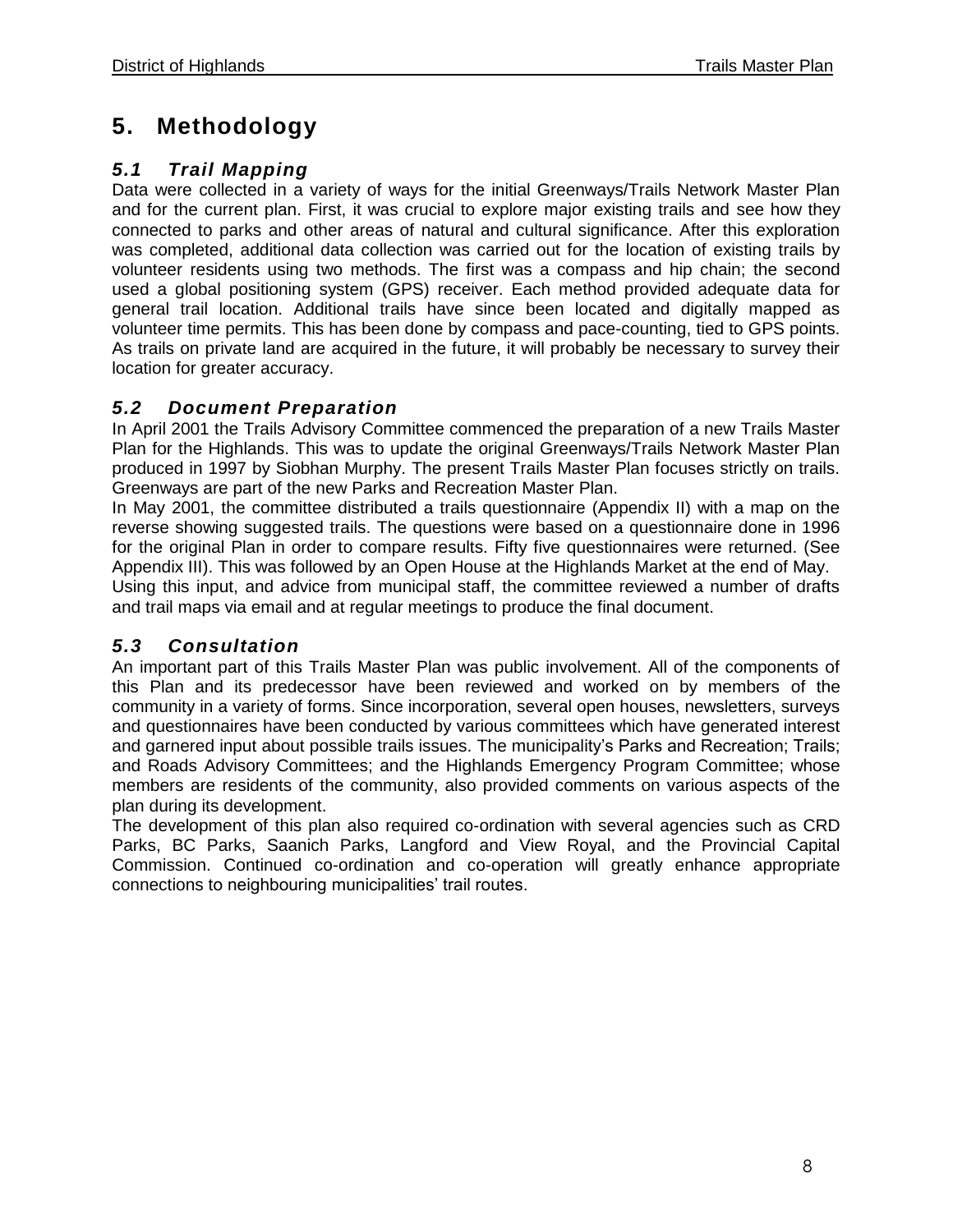# 5. Methodology

## *5.1 Trail Mapping*

Data were collected in a variety of ways for the initial Greenways/Trails Network Master Plan and for the current plan. First, it was crucial to explore major existing trails and see how they connected to parks and other areas of natural and cultural significance. After this exploration was completed, additional data collection was carried out for the location of existing trails by volunteer residents using two methods. The first was a compass and hip chain; the second used a global positioning system (GPS) receiver. Each method provided adequate data for general trail location. Additional trails have since been located and digitally mapped as volunteer time permits. This has been done by compass and pace-counting, tied to GPS points. As trails on private land are acquired in the future, it will probably be necessary to survey their location for greater accuracy.

## *5.2 Document Preparation*

In April 2001 the Trails Advisory Committee commenced the preparation of a new Trails Master Plan for the Highlands. This was to update the original Greenways/Trails Network Master Plan produced in 1997 by Siobhan Murphy. The present Trails Master Plan focuses strictly on trails. Greenways are part of the new Parks and Recreation Master Plan.

In May 2001, the committee distributed a trails questionnaire (Appendix II) with a map on the reverse showing suggested trails. The questions were based on a questionnaire done in 1996 for the original Plan in order to compare results. Fifty five questionnaires were returned. (See Appendix III). This was followed by an Open House at the Highlands Market at the end of May.

Using this input, and advice from municipal staff, the committee reviewed a number of drafts and trail maps via email and at regular meetings to produce the final document.

## *5.3 Consultation*

An important part of this Trails Master Plan was public involvement. All of the components of this Plan and its predecessor have been reviewed and worked on by members of the community in a variety of forms. Since incorporation, several open houses, newsletters, surveys and questionnaires have been conducted by various committees which have generated interest and garnered input about possible trails issues. The municipality's Parks and Recreation; Trails; and Roads Advisory Committees; and the Highlands Emergency Program Committee; whose members are residents of the community, also provided comments on various aspects of the plan during its development.

The development of this plan also required co-ordination with several agencies such as CRD Parks, BC Parks, Saanich Parks, Langford and View Royal, and the Provincial Capital Commission. Continued co-ordination and co-operation will greatly enhance appropriate connections to neighbouring municipalities' trail routes.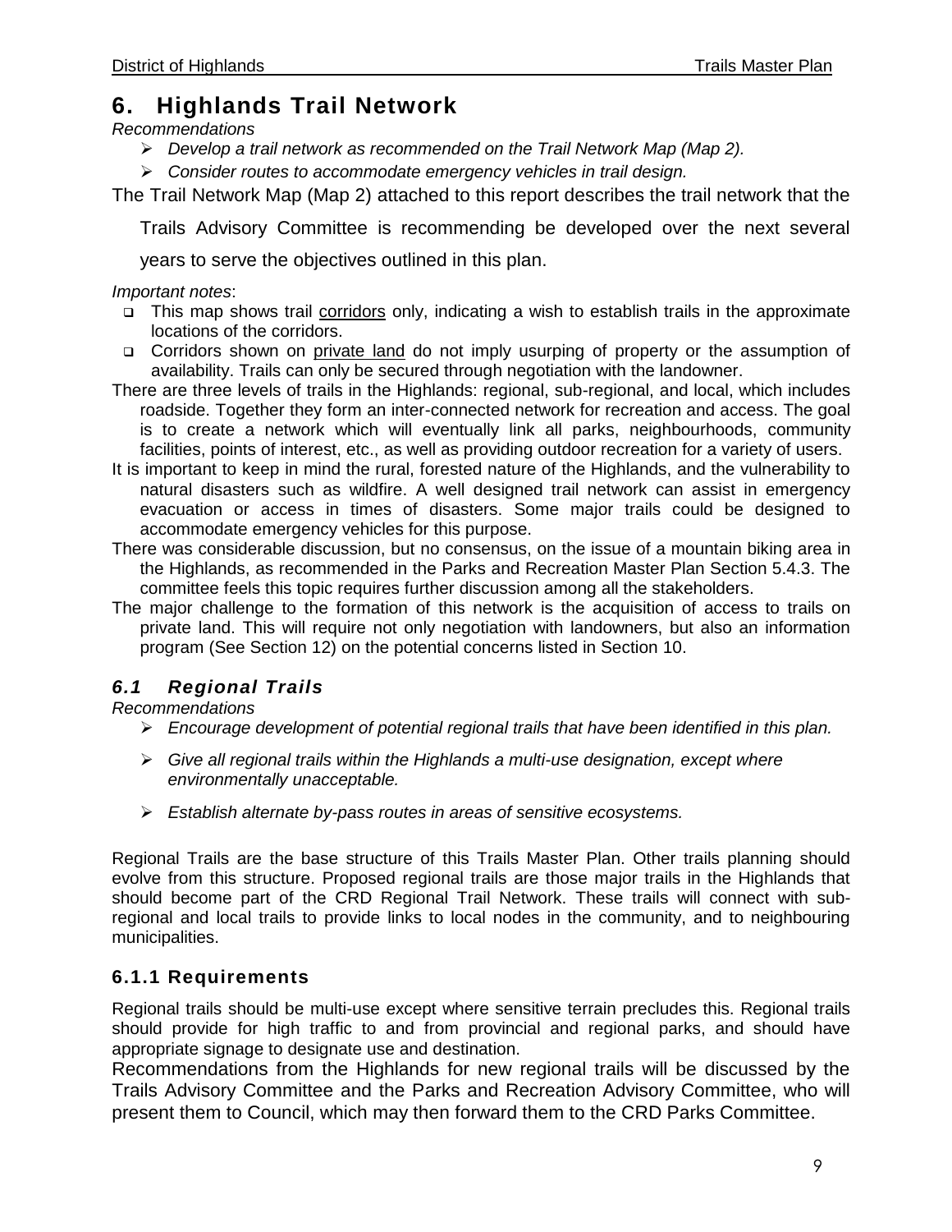## 6. Highlands Trail Network

*Recommendations*

- *Develop a trail network as recommended on the Trail Network Map (Map 2).*
- *Consider routes to accommodate emergency vehicles in trail design.*

The Trail Network Map (Map 2) attached to this report describes the trail network that the Trails Advisory Committee is recommending be developed over the next several years to serve the objectives outlined in this plan.

*Important notes*:

- This map shows trail <u>corridors</u> only, indicating a wish to establish trails in the approximate locations of the corridors.
- Corridors shown on <u>private land</u> do not imply usurping of property or the assumption of availability. Trails can only be secured through negotiation with the landowner.

There are three levels of trails in the Highlands: regional, sub-regional, and local, which includes roadside. Together they form an inter-connected network for recreation and access. The goal is to create a network which will eventually link all parks, neighbourhoods, community facilities, points of interest, etc., as well as providing outdoor recreation for a variety of users.

It is important to keep in mind the rural, forested nature of the Highlands, and the vulnerability to natural disasters such as wildfire. A well designed trail network can assist in emergency evacuation or access in times of disasters. Some major trails could be designed to accommodate emergency vehicles for this purpose.

There was considerable discussion, but no consensus, on the issue of a mountain biking area in the Highlands, as recommended in the Parks and Recreation Master Plan Section 5.4.3. The committee feels this topic requires further discussion among all the stakeholders.

The major challenge to the formation of this network is the acquisition of access to trails on private land. This will require not only negotiation with landowners, but also an information program (See Section 12) on the potential concerns listed in Section 10.

### *6.1 Regional Trails*

*Recommendations*

- *Encourage development of potential regional trails that have been identified in this plan.*
- *Give all regional trails within the Highlands a multi-use designation, except where environmentally unacceptable.*
- *Establish alternate by-pass routes in areas of sensitive ecosystems.*

Regional Trails are the base structure of this Trails Master Plan. Other trails planning should evolve from this structure. Proposed regional trails are those major trails in the Highlands that should become part of the CRD Regional Trail Network. These trails will connect with sub-regional and local trails to provide links to local nodes in the community, and to neighbouring municipalities.

#### 6.1.1 Requirements

Regional trails should be multi-use except where sensitive terrain precludes this. Regional trails should provide for high traffic to and from provincial and regional parks, and should have appropriate signage to designate use and destination.

Recommendations from the Highlands for new regional trails will be discussed by the Trails Advisory Committee and the Parks and Recreation Advisory Committee, who will present them to Council, which may then forward them to the CRD Parks Committee.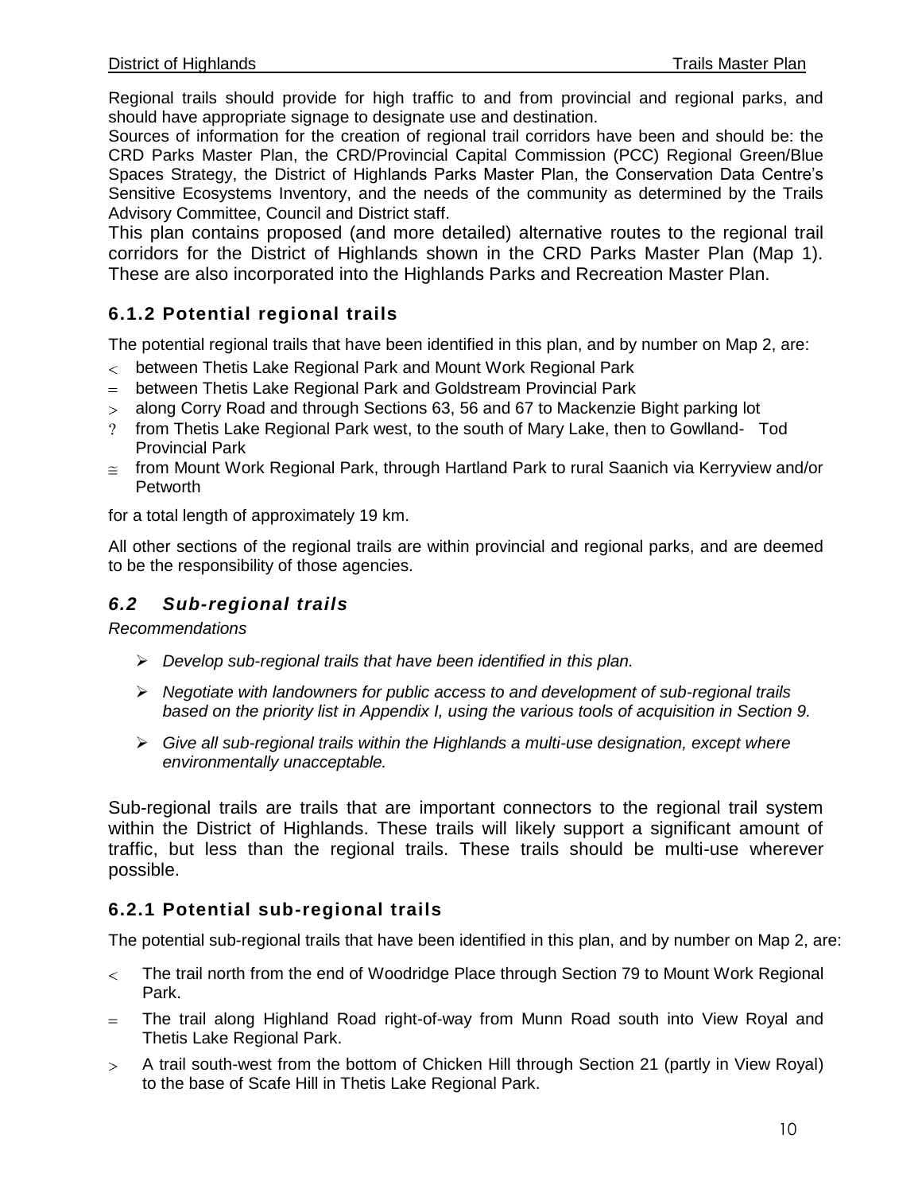Regional trails should provide for high traffic to and from provincial and regional parks, and should have appropriate signage to designate use and destination.

Sources of information for the creation of regional trail corridors have been and should be: the CRD Parks Master Plan, the CRD/Provincial Capital Commission (PCC) Regional Green/Blue Spaces Strategy, the District of Highlands Parks Master Plan, the Conservation Data Centre's Sensitive Ecosystems Inventory, and the needs of the community as determined by the Trails Advisory Committee, Council and District staff.

This plan contains proposed (and more detailed) alternative routes to the regional trail corridors for the District of Highlands shown in the CRD Parks Master Plan (Map 1). These are also incorporated into the Highlands Parks and Recreation Master Plan.

### 6.1.2 Potential regional trails

The potential regional trails that have been identified in this plan, and by number on Map 2, are:

- < between Thetis Lake Regional Park and Mount Work Regional Park
- = between Thetis Lake Regional Park and Goldstream Provincial Park
- > along Corry Road and through Sections 63, 56 and 67 to Mackenzie Bight parking lot
- ? from Thetis Lake Regional Park west, to the south of Mary Lake, then to Gowlland- Tod Provincial Park
- ≅ from Mount Work Regional Park, through Hartland Park to rural Saanich via Kerryview and/or Petworth

for a total length of approximately 19 km.

All other sections of the regional trails are within provincial and regional parks, and are deemed to be the responsibility of those agencies.

## *6.2 Sub-regional trails*

*Recommendations*

- *Develop sub-regional trails that have been identified in this plan.*
- *Negotiate with landowners for public access to and development of sub-regional trails based on the priority list in Appendix I, using the various tools of acquisition in Section 9.*
- *Give all sub-regional trails within the Highlands a multi-use designation, except where environmentally unacceptable.*

Sub-regional trails are trails that are important connectors to the regional trail system within the District of Highlands. These trails will likely support a significant amount of traffic, but less than the regional trails. These trails should be multi-use wherever possible.

### 6.2.1 Potential sub-regional trails

The potential sub-regional trails that have been identified in this plan, and by number on Map 2, are:

- < The trail north from the end of Woodridge Place through Section 79 to Mount Work Regional Park.
- = The trail along Highland Road right-of-way from Munn Road south into View Royal and Thetis Lake Regional Park.
- > A trail south-west from the bottom of Chicken Hill through Section 21 (partly in View Royal) to the base of Scafe Hill in Thetis Lake Regional Park.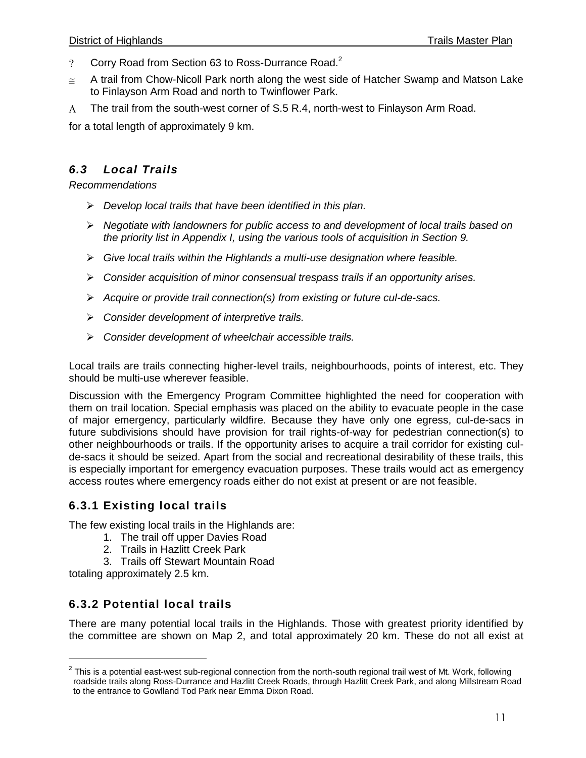- Corry Road from Section 63 to Ross-Durrance Road.[2]
- A trail from Chow-Nicoll Park north along the west side of Hatcher Swamp and Matson Lake to Finlayson Arm Road and north to Twinflower Park.
- The trail from the south-west corner of S.5 R.4, north-west to Finlayson Arm Road.

for a total length of approximately 9 km.

## *6.3 Local Trails*

*Recommendations*

- *Develop local trails that have been identified in this plan.*
- *Negotiate with landowners for public access to and development of local trails based on the priority list in Appendix I, using the various tools of acquisition in Section 9.*
- *Give local trails within the Highlands a multi-use designation where feasible.*
- *Consider acquisition of minor consensual trespass trails if an opportunity arises.*
- *Acquire or provide trail connection(s) from existing or future cul-de-sacs.*
- *Consider development of interpretive trails.*
- *Consider development of wheelchair accessible trails.*

Local trails are trails connecting higher-level trails, neighbourhoods, points of interest, etc. They should be multi-use wherever feasible.

Discussion with the Emergency Program Committee highlighted the need for cooperation with them on trail location. Special emphasis was placed on the ability to evacuate people in the case of major emergency, particularly wildfire. Because they have only one egress, cul-de-sacs in future subdivisions should have provision for trail rights-of-way for pedestrian connection(s) to other neighbourhoods or trails. If the opportunity arises to acquire a trail corridor for existing cul-de-sacs it should be seized. Apart from the social and recreational desirability of these trails, this is especially important for emergency evacuation purposes. These trails would act as emergency access routes where emergency roads either do not exist at present or are not feasible.

### 6.3.1 Existing local trails

The few existing local trails in the Highlands are:

1. The trail off upper Davies Road
2. Trails in Hazlitt Creek Park
3. Trails off Stewart Mountain Road

totaling approximately 2.5 km.

### 6.3.2 Potential local trails

There are many potential local trails in the Highlands. Those with greatest priority identified by the committee are shown on Map 2, and total approximately 20 km. These do not all exist at

[2] This is a potential east-west sub-regional connection from the north-south regional trail west of Mt. Work, following roadside trails along Ross-Durrance and Hazlitt Creek Roads, through Hazlitt Creek Park, and along Millstream Road to the entrance to Gowlland Tod Park near Emma Dixon Road.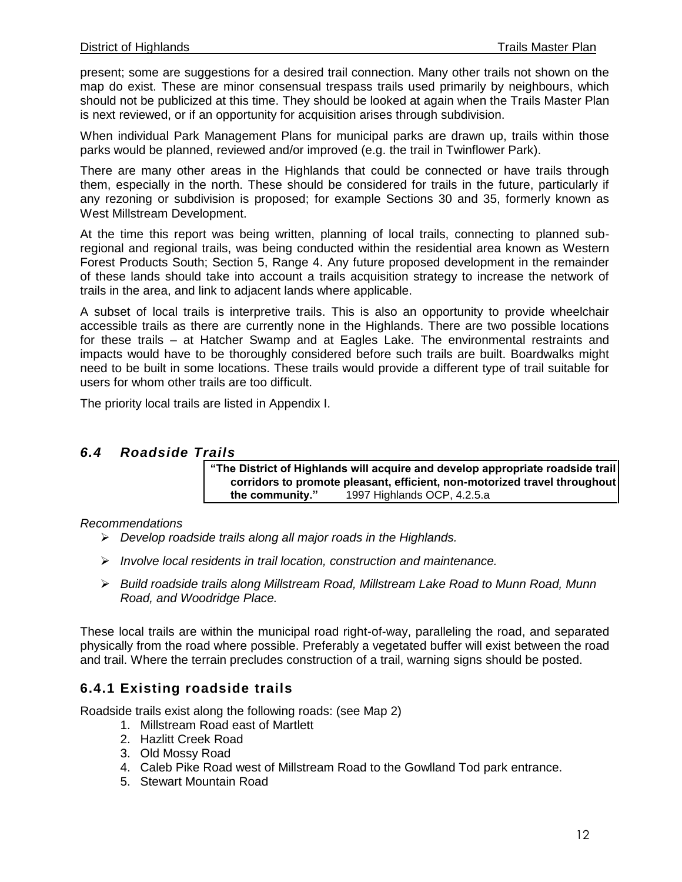present; some are suggestions for a desired trail connection. Many other trails not shown on the map do exist. These are minor consensual trespass trails used primarily by neighbours, which should not be publicized at this time. They should be looked at again when the Trails Master Plan is next reviewed, or if an opportunity for acquisition arises through subdivision.

When individual Park Management Plans for municipal parks are drawn up, trails within those parks would be planned, reviewed and/or improved (e.g. the trail in Twinflower Park).

There are many other areas in the Highlands that could be connected or have trails through them, especially in the north. These should be considered for trails in the future, particularly if any rezoning or subdivision is proposed; for example Sections 30 and 35, formerly known as West Millstream Development.

At the time this report was being written, planning of local trails, connecting to planned sub-regional and regional trails, was being conducted within the residential area known as Western Forest Products South; Section 5, Range 4. Any future proposed development in the remainder of these lands should take into account a trails acquisition strategy to increase the network of trails in the area, and link to adjacent lands where applicable.

A subset of local trails is interpretive trails. This is also an opportunity to provide wheelchair accessible trails as there are currently none in the Highlands. There are two possible locations for these trails – at Hatcher Swamp and at Eagles Lake. The environmental restraints and impacts would have to be thoroughly considered before such trails are built. Boardwalks might need to be built in some locations. These trails would provide a different type of trail suitable for users for whom other trails are too difficult.

The priority local trails are listed in Appendix I.

## *6.4 Roadside Trails*

> **"The District of Highlands will acquire and develop appropriate roadside trail corridors to promote pleasant, efficient, non-motorized travel throughout the community."** 1997 Highlands OCP, 4.2.5.a

*Recommendations*

- *Develop roadside trails along all major roads in the Highlands.*
- *Involve local residents in trail location, construction and maintenance.*
- *Build roadside trails along Millstream Road, Millstream Lake Road to Munn Road, Munn Road, and Woodridge Place.*

These local trails are within the municipal road right-of-way, paralleling the road, and separated physically from the road where possible. Preferably a vegetated buffer will exist between the road and trail. Where the terrain precludes construction of a trail, warning signs should be posted.

### 6.4.1 Existing roadside trails

Roadside trails exist along the following roads: (see Map 2)

1. Millstream Road east of Martlett
2. Hazlitt Creek Road
3. Old Mossy Road
4. Caleb Pike Road west of Millstream Road to the Gowlland Tod park entrance.
5. Stewart Mountain Road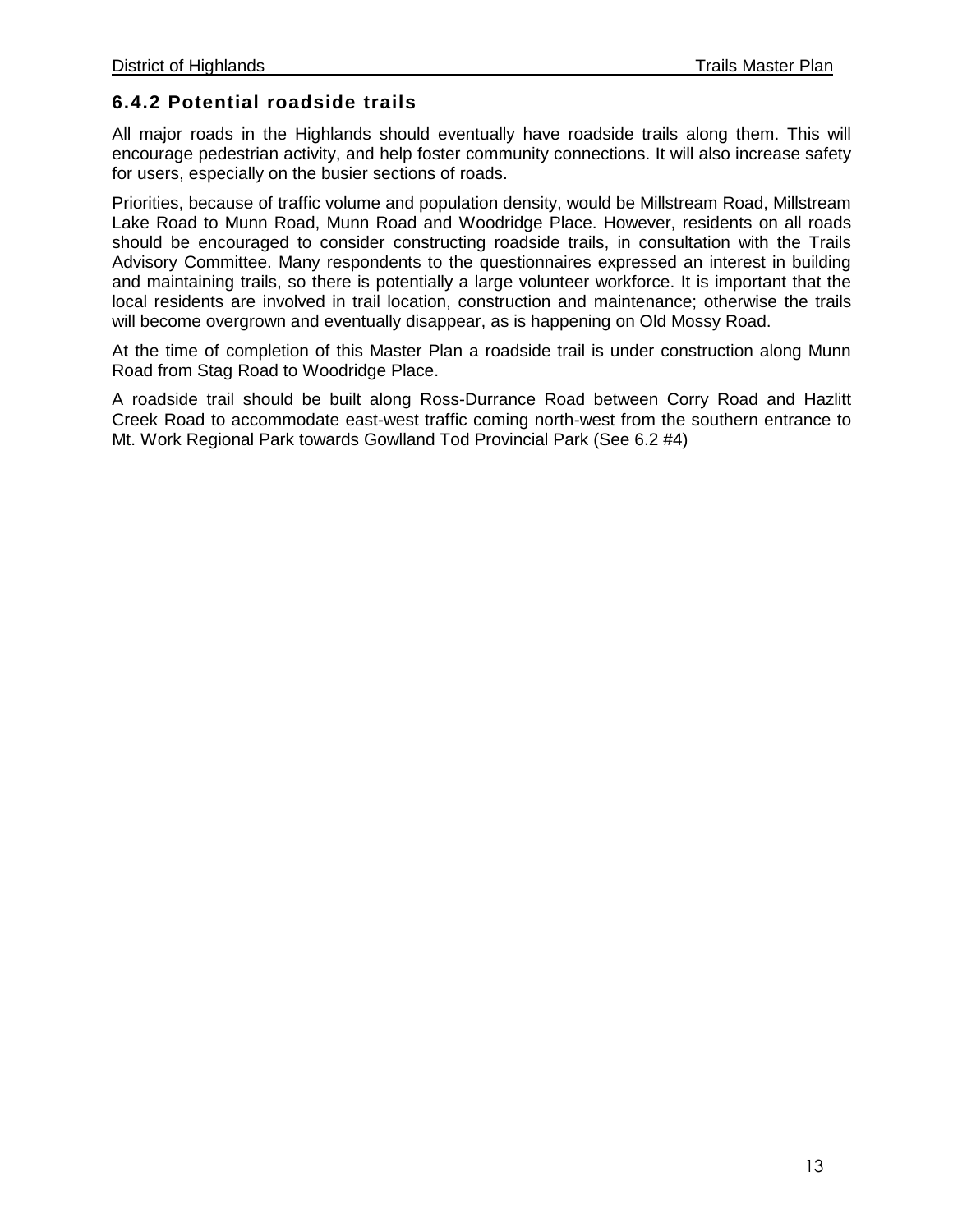### 6.4.2 Potential roadside trails

All major roads in the Highlands should eventually have roadside trails along them. This will encourage pedestrian activity, and help foster community connections. It will also increase safety for users, especially on the busier sections of roads.

Priorities, because of traffic volume and population density, would be Millstream Road, Millstream Lake Road to Munn Road, Munn Road and Woodridge Place. However, residents on all roads should be encouraged to consider constructing roadside trails, in consultation with the Trails Advisory Committee. Many respondents to the questionnaires expressed an interest in building and maintaining trails, so there is potentially a large volunteer workforce. It is important that the local residents are involved in trail location, construction and maintenance; otherwise the trails will become overgrown and eventually disappear, as is happening on Old Mossy Road.

At the time of completion of this Master Plan a roadside trail is under construction along Munn Road from Stag Road to Woodridge Place.

A roadside trail should be built along Ross-Durrance Road between Corry Road and Hazlitt Creek Road to accommodate east-west traffic coming north-west from the southern entrance to Mt. Work Regional Park towards Gowlland Tod Provincial Park (See 6.2 #4)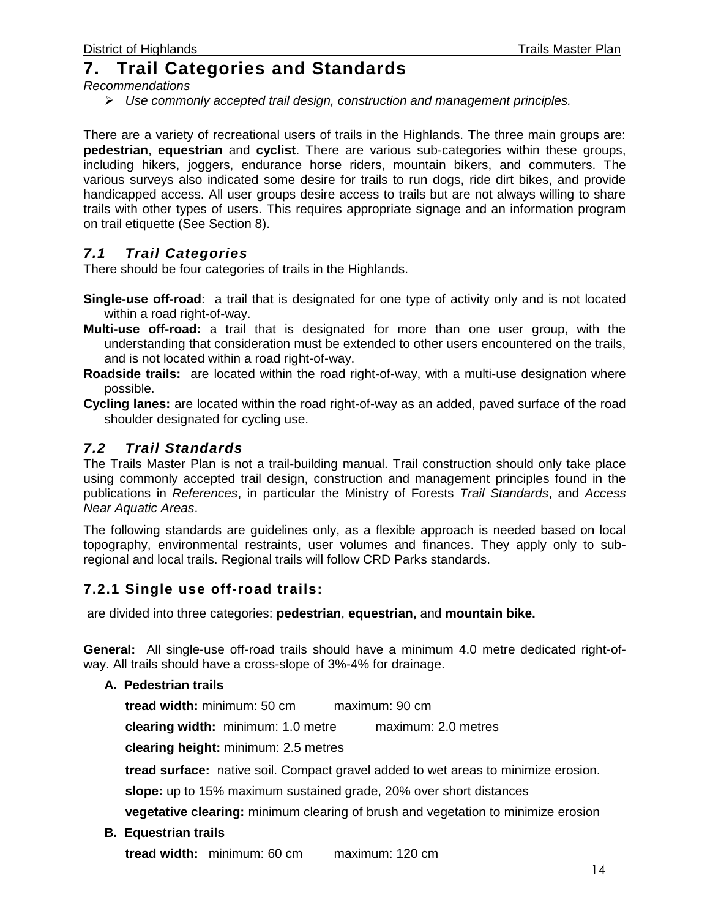# 7. Trail Categories and Standards

*Recommendations*

- *Use commonly accepted trail design, construction and management principles.*

There are a variety of recreational users of trails in the Highlands. The three main groups are: **pedestrian**, **equestrian** and **cyclist**. There are various sub-categories within these groups, including hikers, joggers, endurance horse riders, mountain bikers, and commuters. The various surveys also indicated some desire for trails to run dogs, ride dirt bikes, and provide handicapped access. All user groups desire access to trails but are not always willing to share trails with other types of users. This requires appropriate signage and an information program on trail etiquette (See Section 8).

## *7.1 Trail Categories*

There should be four categories of trails in the Highlands.

**Single-use off-road**: a trail that is designated for one type of activity only and is not located within a road right-of-way.

**Multi-use off-road:** a trail that is designated for more than one user group, with the understanding that consideration must be extended to other users encountered on the trails, and is not located within a road right-of-way.

**Roadside trails:** are located within the road right-of-way, with a multi-use designation where possible.

**Cycling lanes:** are located within the road right-of-way as an added, paved surface of the road shoulder designated for cycling use.

## *7.2 Trail Standards*

The Trails Master Plan is not a trail-building manual. Trail construction should only take place using commonly accepted trail design, construction and management principles found in the publications in *References*, in particular the Ministry of Forests *Trail Standards*, and *Access Near Aquatic Areas*.

The following standards are guidelines only, as a flexible approach is needed based on local topography, environmental restraints, user volumes and finances. They apply only to sub-regional and local trails. Regional trails will follow CRD Parks standards.

### 7.2.1 Single use off-road trails:

are divided into three categories: **pedestrian**, **equestrian,** and **mountain bike.**

**General:** All single-use off-road trails should have a minimum 4.0 metre dedicated right-of-way. All trails should have a cross-slope of 3%-4% for drainage.

**A. Pedestrian trails**

**tread width:** minimum: 50 cm maximum: 90 cm

**clearing width:** minimum: 1.0 metre maximum: 2.0 metres

**clearing height:** minimum: 2.5 metres

**tread surface:** native soil. Compact gravel added to wet areas to minimize erosion.

**slope:** up to 15% maximum sustained grade, 20% over short distances

**vegetative clearing:** minimum clearing of brush and vegetation to minimize erosion

**B. Equestrian trails**

**tread width:** minimum: 60 cm maximum: 120 cm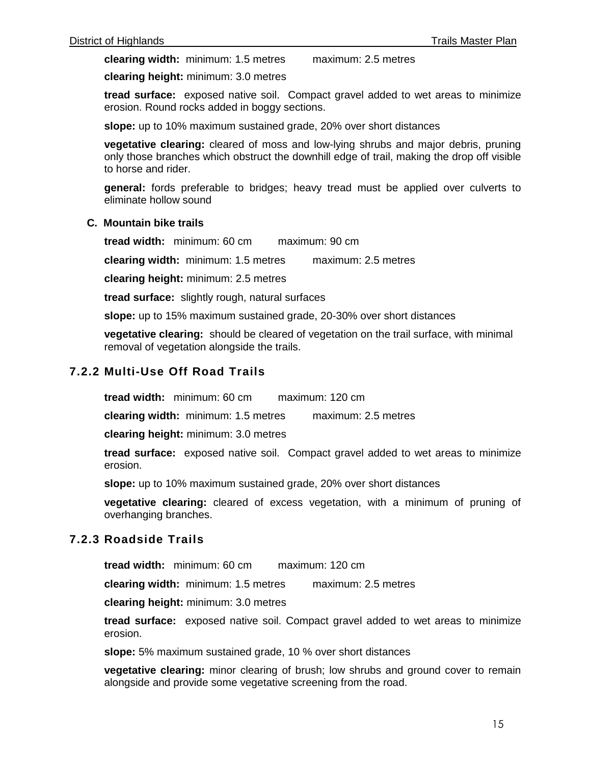**clearing width:** minimum: 1.5 metres maximum: 2.5 metres

**clearing height:** minimum: 3.0 metres

**tread surface:** exposed native soil. Compact gravel added to wet areas to minimize erosion. Round rocks added in boggy sections.

**slope:** up to 10% maximum sustained grade, 20% over short distances

**vegetative clearing:** cleared of moss and low-lying shrubs and major debris, pruning only those branches which obstruct the downhill edge of trail, making the drop off visible to horse and rider.

**general:** fords preferable to bridges; heavy tread must be applied over culverts to eliminate hollow sound

**C. Mountain bike trails**

**tread width:** minimum: 60 cm maximum: 90 cm

**clearing width:** minimum: 1.5 metres maximum: 2.5 metres

**clearing height:** minimum: 2.5 metres

**tread surface:** slightly rough, natural surfaces

**slope:** up to 15% maximum sustained grade, 20-30% over short distances

**vegetative clearing:** should be cleared of vegetation on the trail surface, with minimal removal of vegetation alongside the trails.

### 7.2.2 Multi-Use Off Road Trails

**tread width:** minimum: 60 cm maximum: 120 cm

**clearing width:** minimum: 1.5 metres maximum: 2.5 metres

**clearing height:** minimum: 3.0 metres

**tread surface:** exposed native soil. Compact gravel added to wet areas to minimize erosion.

**slope:** up to 10% maximum sustained grade, 20% over short distances

**vegetative clearing:** cleared of excess vegetation, with a minimum of pruning of overhanging branches.

### 7.2.3 Roadside Trails

**tread width:** minimum: 60 cm maximum: 120 cm

**clearing width:** minimum: 1.5 metres maximum: 2.5 metres

**clearing height:** minimum: 3.0 metres

**tread surface:** exposed native soil. Compact gravel added to wet areas to minimize erosion.

**slope:** 5% maximum sustained grade, 10 % over short distances

**vegetative clearing:** minor clearing of brush; low shrubs and ground cover to remain alongside and provide some vegetative screening from the road.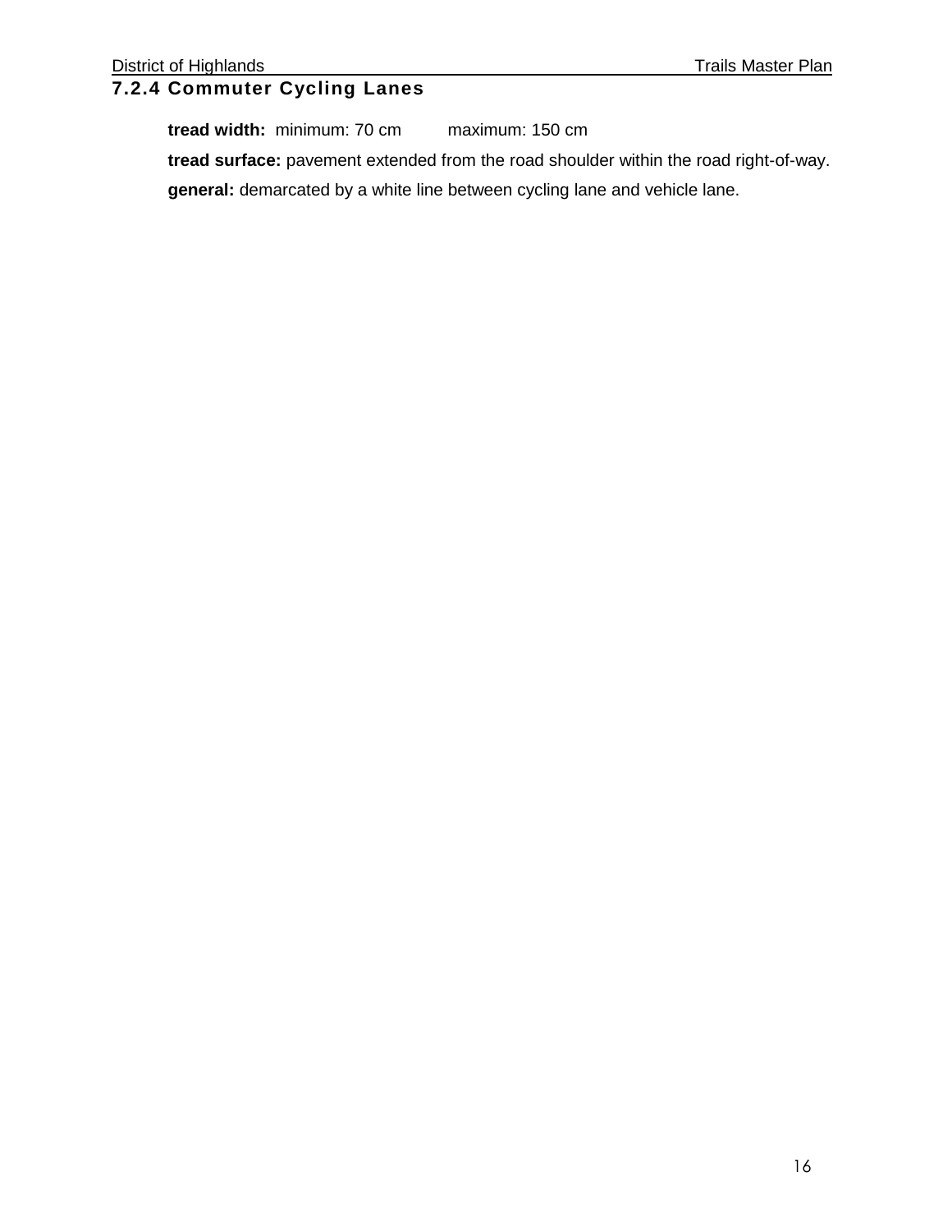### 7.2.4 Commuter Cycling Lanes

**tread width:** minimum: 70 cm maximum: 150 cm

**tread surface:** pavement extended from the road shoulder within the road right-of-way.

**general:** demarcated by a white line between cycling lane and vehicle lane.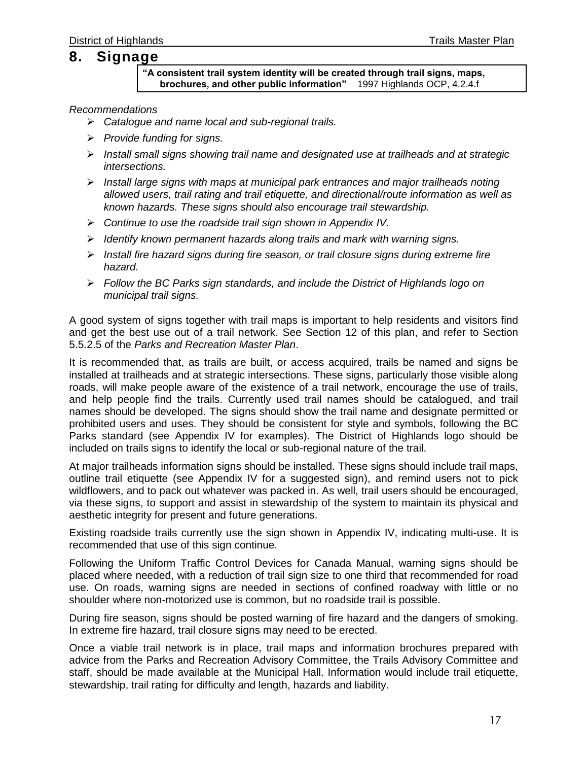# 8. Signage

> **"A consistent trail system identity will be created through trail signs, maps, brochures, and other public information"** 1997 Highlands OCP, 4.2.4.f

*Recommendations*

- *Catalogue and name local and sub-regional trails.*
- *Provide funding for signs.*
- *Install small signs showing trail name and designated use at trailheads and at strategic intersections.*
- *Install large signs with maps at municipal park entrances and major trailheads noting allowed users, trail rating and trail etiquette, and directional/route information as well as known hazards. These signs should also encourage trail stewardship.*
- *Continue to use the roadside trail sign shown in Appendix IV.*
- *Identify known permanent hazards along trails and mark with warning signs.*
- *Install fire hazard signs during fire season, or trail closure signs during extreme fire hazard.*
- *Follow the BC Parks sign standards, and include the District of Highlands logo on municipal trail signs.*

A good system of signs together with trail maps is important to help residents and visitors find and get the best use out of a trail network. See Section 12 of this plan, and refer to Section 5.5.2.5 of the *Parks and Recreation Master Plan*.

It is recommended that, as trails are built, or access acquired, trails be named and signs be installed at trailheads and at strategic intersections. These signs, particularly those visible along roads, will make people aware of the existence of a trail network, encourage the use of trails, and help people find the trails. Currently used trail names should be catalogued, and trail names should be developed. The signs should show the trail name and designate permitted or prohibited users and uses. They should be consistent for style and symbols, following the BC Parks standard (see Appendix IV for examples). The District of Highlands logo should be included on trails signs to identify the local or sub-regional nature of the trail.

At major trailheads information signs should be installed. These signs should include trail maps, outline trail etiquette (see Appendix IV for a suggested sign), and remind users not to pick wildflowers, and to pack out whatever was packed in. As well, trail users should be encouraged, via these signs, to support and assist in stewardship of the system to maintain its physical and aesthetic integrity for present and future generations.

Existing roadside trails currently use the sign shown in Appendix IV, indicating multi-use. It is recommended that use of this sign continue.

Following the Uniform Traffic Control Devices for Canada Manual, warning signs should be placed where needed, with a reduction of trail sign size to one third that recommended for road use. On roads, warning signs are needed in sections of confined roadway with little or no shoulder where non-motorized use is common, but no roadside trail is possible.

During fire season, signs should be posted warning of fire hazard and the dangers of smoking. In extreme fire hazard, trail closure signs may need to be erected.

Once a viable trail network is in place, trail maps and information brochures prepared with advice from the Parks and Recreation Advisory Committee, the Trails Advisory Committee and staff, should be made available at the Municipal Hall. Information would include trail etiquette, stewardship, trail rating for difficulty and length, hazards and liability.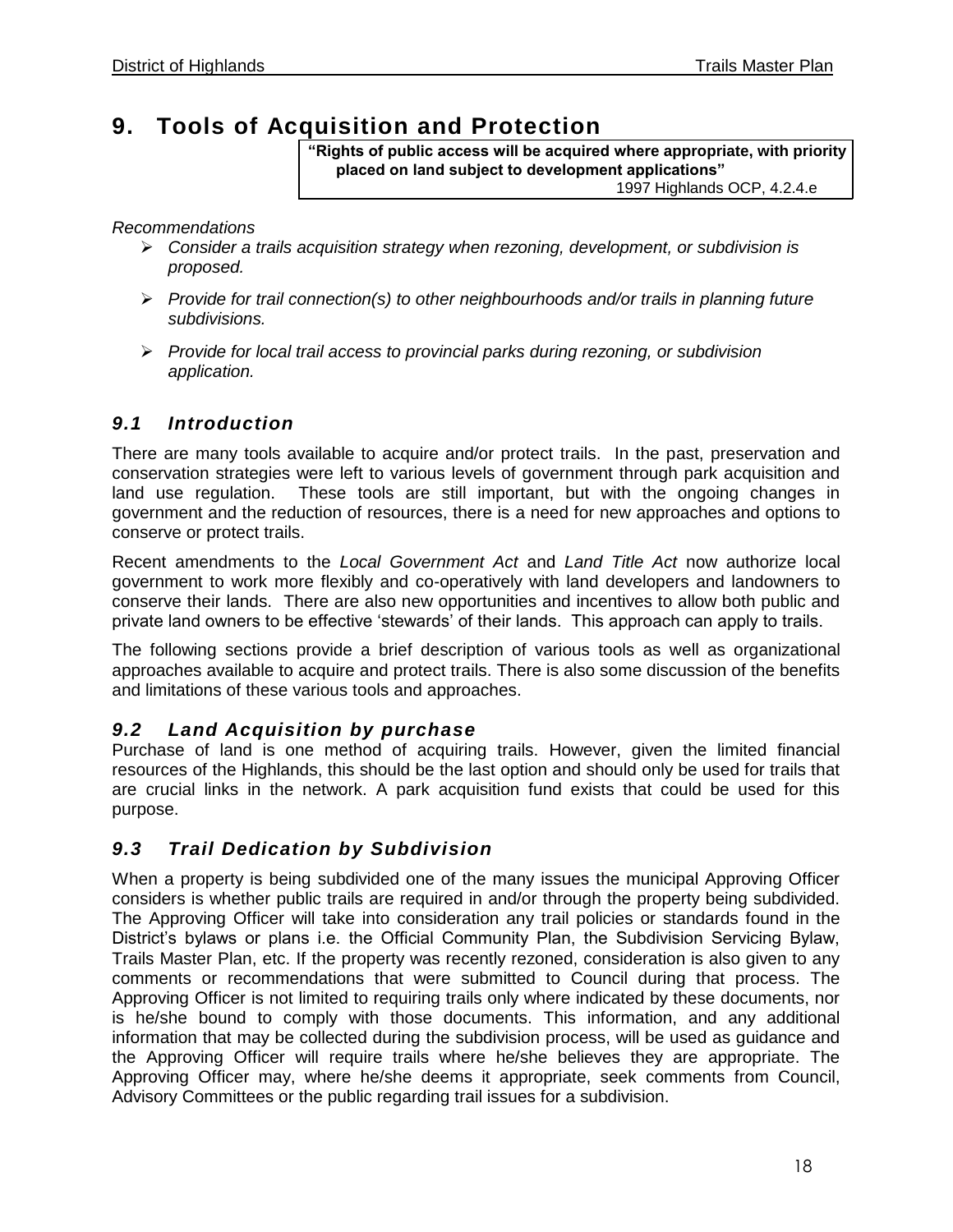# 9. Tools of Acquisition and Protection

> **"Rights of public access will be acquired where appropriate, with priority placed on land subject to development applications"**
> 1997 Highlands OCP, 4.2.4.e

*Recommendations*

- *Consider a trails acquisition strategy when rezoning, development, or subdivision is proposed.*
- *Provide for trail connection(s) to other neighbourhoods and/or trails in planning future subdivisions.*
- *Provide for local trail access to provincial parks during rezoning, or subdivision application.*

## *9.1 Introduction*

There are many tools available to acquire and/or protect trails. In the past, preservation and conservation strategies were left to various levels of government through park acquisition and land use regulation. These tools are still important, but with the ongoing changes in government and the reduction of resources, there is a need for new approaches and options to conserve or protect trails.

Recent amendments to the *Local Government Act* and *Land Title Act* now authorize local government to work more flexibly and co-operatively with land developers and landowners to conserve their lands. There are also new opportunities and incentives to allow both public and private land owners to be effective 'stewards' of their lands. This approach can apply to trails.

The following sections provide a brief description of various tools as well as organizational approaches available to acquire and protect trails. There is also some discussion of the benefits and limitations of these various tools and approaches.

## *9.2 Land Acquisition by purchase*

Purchase of land is one method of acquiring trails. However, given the limited financial resources of the Highlands, this should be the last option and should only be used for trails that are crucial links in the network. A park acquisition fund exists that could be used for this purpose.

## *9.3 Trail Dedication by Subdivision*

When a property is being subdivided one of the many issues the municipal Approving Officer considers is whether public trails are required in and/or through the property being subdivided. The Approving Officer will take into consideration any trail policies or standards found in the District's bylaws or plans i.e. the Official Community Plan, the Subdivision Servicing Bylaw, Trails Master Plan, etc. If the property was recently rezoned, consideration is also given to any comments or recommendations that were submitted to Council during that process. The Approving Officer is not limited to requiring trails only where indicated by these documents, nor is he/she bound to comply with those documents. This information, and any additional information that may be collected during the subdivision process, will be used as guidance and the Approving Officer will require trails where he/she believes they are appropriate. The Approving Officer may, where he/she deems it appropriate, seek comments from Council, Advisory Committees or the public regarding trail issues for a subdivision.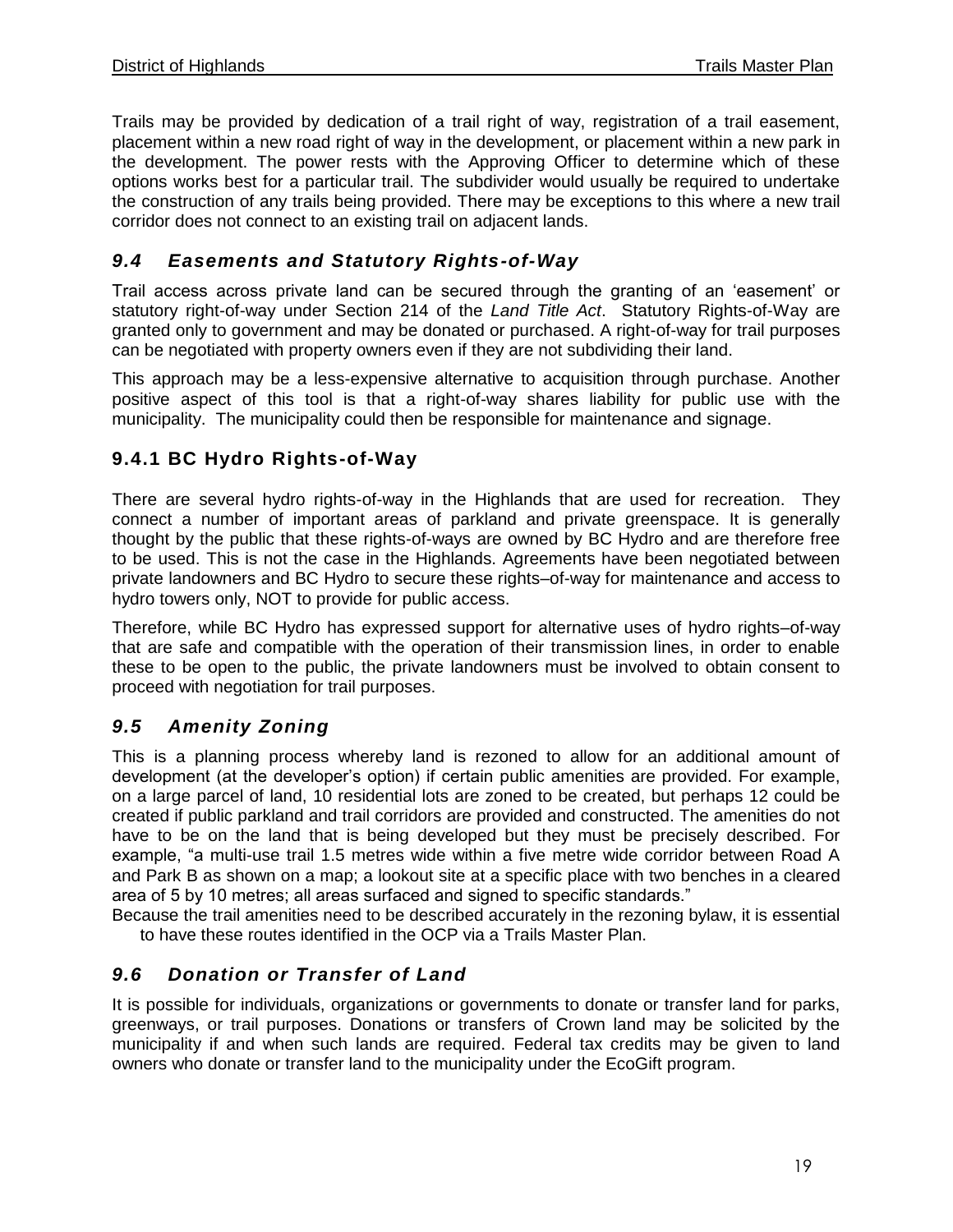Trails may be provided by dedication of a trail right of way, registration of a trail easement, placement within a new road right of way in the development, or placement within a new park in the development. The power rests with the Approving Officer to determine which of these options works best for a particular trail. The subdivider would usually be required to undertake the construction of any trails being provided. There may be exceptions to this where a new trail corridor does not connect to an existing trail on adjacent lands.

## *9.4 Easements and Statutory Rights-of-Way*

Trail access across private land can be secured through the granting of an 'easement' or statutory right-of-way under Section 214 of the *Land Title Act*. Statutory Rights-of-Way are granted only to government and may be donated or purchased. A right-of-way for trail purposes can be negotiated with property owners even if they are not subdividing their land.

This approach may be a less-expensive alternative to acquisition through purchase. Another positive aspect of this tool is that a right-of-way shares liability for public use with the municipality. The municipality could then be responsible for maintenance and signage.

### 9.4.1 BC Hydro Rights-of-Way

There are several hydro rights-of-way in the Highlands that are used for recreation. They connect a number of important areas of parkland and private greenspace. It is generally thought by the public that these rights-of-ways are owned by BC Hydro and are therefore free to be used. This is not the case in the Highlands. Agreements have been negotiated between private landowners and BC Hydro to secure these rights–of-way for maintenance and access to hydro towers only, NOT to provide for public access.

Therefore, while BC Hydro has expressed support for alternative uses of hydro rights–of-way that are safe and compatible with the operation of their transmission lines, in order to enable these to be open to the public, the private landowners must be involved to obtain consent to proceed with negotiation for trail purposes.

## *9.5 Amenity Zoning*

This is a planning process whereby land is rezoned to allow for an additional amount of development (at the developer's option) if certain public amenities are provided. For example, on a large parcel of land, 10 residential lots are zoned to be created, but perhaps 12 could be created if public parkland and trail corridors are provided and constructed. The amenities do not have to be on the land that is being developed but they must be precisely described. For example, "a multi-use trail 1.5 metres wide within a five metre wide corridor between Road A and Park B as shown on a map; a lookout site at a specific place with two benches in a cleared area of 5 by 10 metres; all areas surfaced and signed to specific standards."

Because the trail amenities need to be described accurately in the rezoning bylaw, it is essential to have these routes identified in the OCP via a Trails Master Plan.

## *9.6 Donation or Transfer of Land*

It is possible for individuals, organizations or governments to donate or transfer land for parks, greenways, or trail purposes. Donations or transfers of Crown land may be solicited by the municipality if and when such lands are required. Federal tax credits may be given to land owners who donate or transfer land to the municipality under the EcoGift program.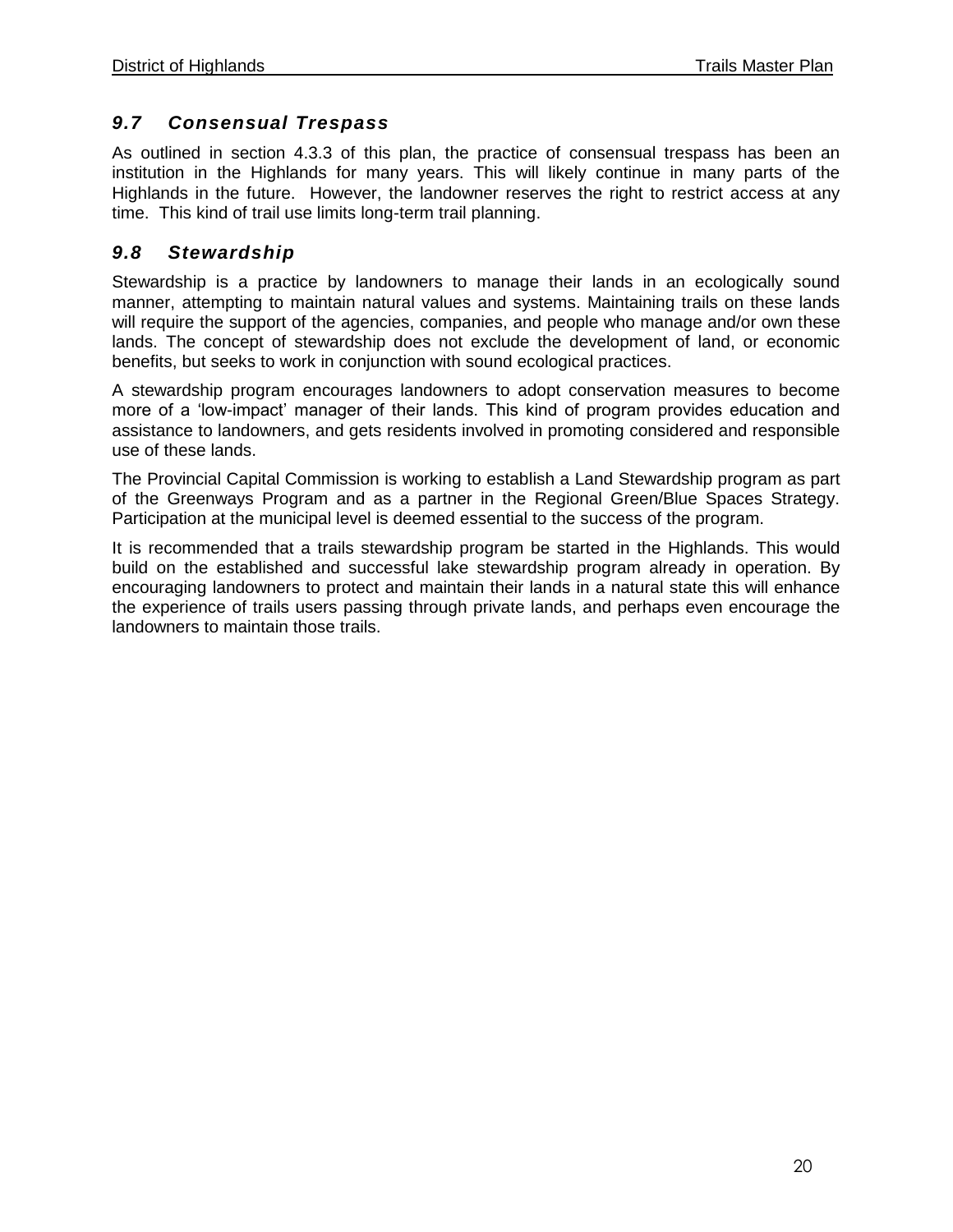## *9.7 Consensual Trespass*

As outlined in section 4.3.3 of this plan, the practice of consensual trespass has been an institution in the Highlands for many years. This will likely continue in many parts of the Highlands in the future. However, the landowner reserves the right to restrict access at any time. This kind of trail use limits long-term trail planning.

## *9.8 Stewardship*

Stewardship is a practice by landowners to manage their lands in an ecologically sound manner, attempting to maintain natural values and systems. Maintaining trails on these lands will require the support of the agencies, companies, and people who manage and/or own these lands. The concept of stewardship does not exclude the development of land, or economic benefits, but seeks to work in conjunction with sound ecological practices.

A stewardship program encourages landowners to adopt conservation measures to become more of a 'low-impact' manager of their lands. This kind of program provides education and assistance to landowners, and gets residents involved in promoting considered and responsible use of these lands.

The Provincial Capital Commission is working to establish a Land Stewardship program as part of the Greenways Program and as a partner in the Regional Green/Blue Spaces Strategy. Participation at the municipal level is deemed essential to the success of the program.

It is recommended that a trails stewardship program be started in the Highlands. This would build on the established and successful lake stewardship program already in operation. By encouraging landowners to protect and maintain their lands in a natural state this will enhance the experience of trails users passing through private lands, and perhaps even encourage the landowners to maintain those trails.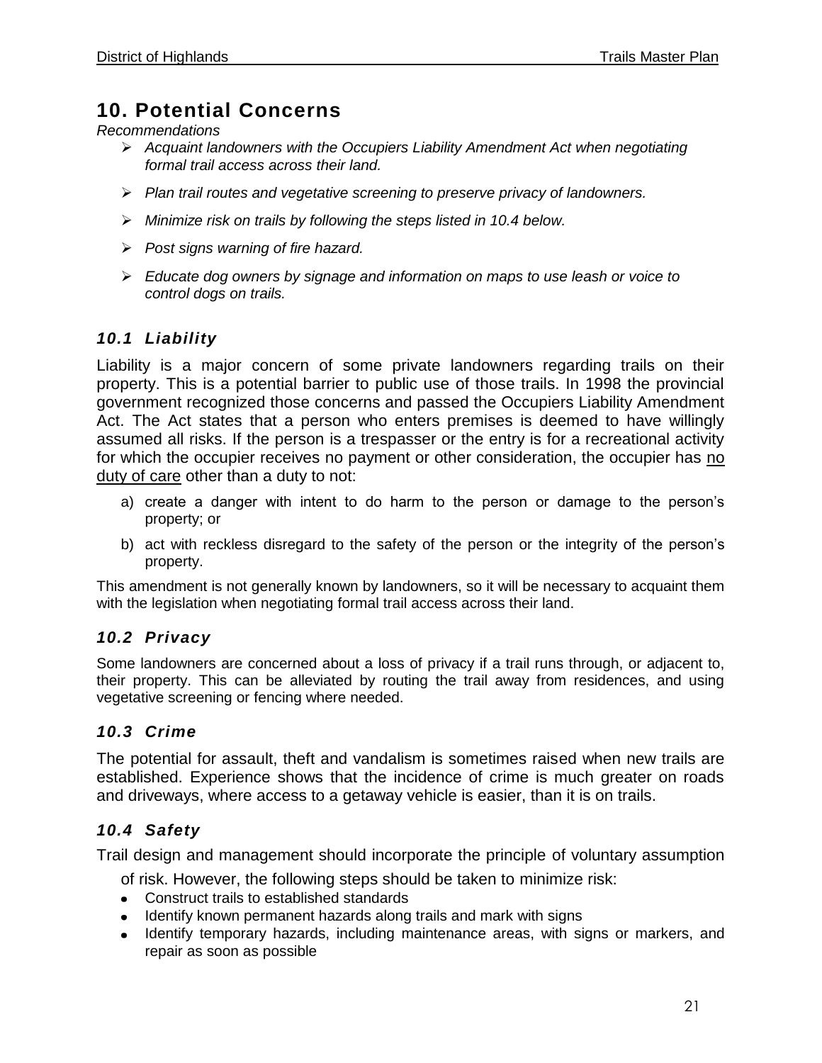# 10. Potential Concerns

*Recommendations*

- *Acquaint landowners with the Occupiers Liability Amendment Act when negotiating formal trail access across their land.*
- *Plan trail routes and vegetative screening to preserve privacy of landowners.*
- *Minimize risk on trails by following the steps listed in 10.4 below.*
- *Post signs warning of fire hazard.*
- *Educate dog owners by signage and information on maps to use leash or voice to control dogs on trails.*

## *10.1 Liability*

Liability is a major concern of some private landowners regarding trails on their property. This is a potential barrier to public use of those trails. In 1998 the provincial government recognized those concerns and passed the Occupiers Liability Amendment Act. The Act states that a person who enters premises is deemed to have willingly assumed all risks. If the person is a trespasser or the entry is for a recreational activity for which the occupier receives no payment or other consideration, the occupier has <u>no duty of care</u> other than a duty to not:

a) create a danger with intent to do harm to the person or damage to the person's property; or

b) act with reckless disregard to the safety of the person or the integrity of the person's property.

This amendment is not generally known by landowners, so it will be necessary to acquaint them with the legislation when negotiating formal trail access across their land.

## *10.2 Privacy*

Some landowners are concerned about a loss of privacy if a trail runs through, or adjacent to, their property. This can be alleviated by routing the trail away from residences, and using vegetative screening or fencing where needed.

## *10.3 Crime*

The potential for assault, theft and vandalism is sometimes raised when new trails are established. Experience shows that the incidence of crime is much greater on roads and driveways, where access to a getaway vehicle is easier, than it is on trails.

## *10.4 Safety*

Trail design and management should incorporate the principle of voluntary assumption of risk. However, the following steps should be taken to minimize risk:

- Construct trails to established standards
- Identify known permanent hazards along trails and mark with signs
- Identify temporary hazards, including maintenance areas, with signs or markers, and repair as soon as possible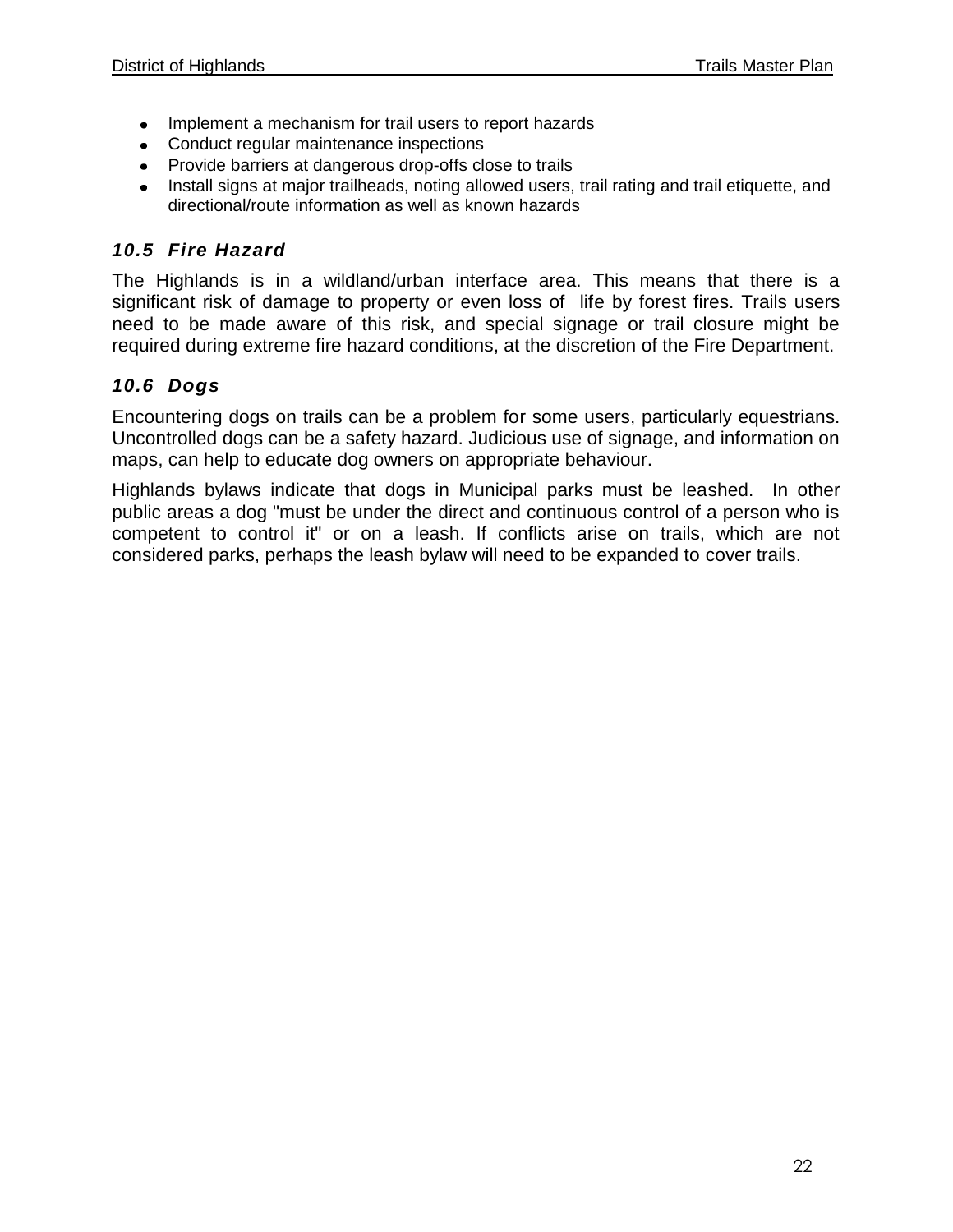- Implement a mechanism for trail users to report hazards
- Conduct regular maintenance inspections
- Provide barriers at dangerous drop-offs close to trails
- Install signs at major trailheads, noting allowed users, trail rating and trail etiquette, and directional/route information as well as known hazards

### *10.5 Fire Hazard*

The Highlands is in a wildland/urban interface area. This means that there is a significant risk of damage to property or even loss of life by forest fires. Trails users need to be made aware of this risk, and special signage or trail closure might be required during extreme fire hazard conditions, at the discretion of the Fire Department.

### *10.6 Dogs*

Encountering dogs on trails can be a problem for some users, particularly equestrians. Uncontrolled dogs can be a safety hazard. Judicious use of signage, and information on maps, can help to educate dog owners on appropriate behaviour.

Highlands bylaws indicate that dogs in Municipal parks must be leashed. In other public areas a dog "must be under the direct and continuous control of a person who is competent to control it" or on a leash. If conflicts arise on trails, which are not considered parks, perhaps the leash bylaw will need to be expanded to cover trails.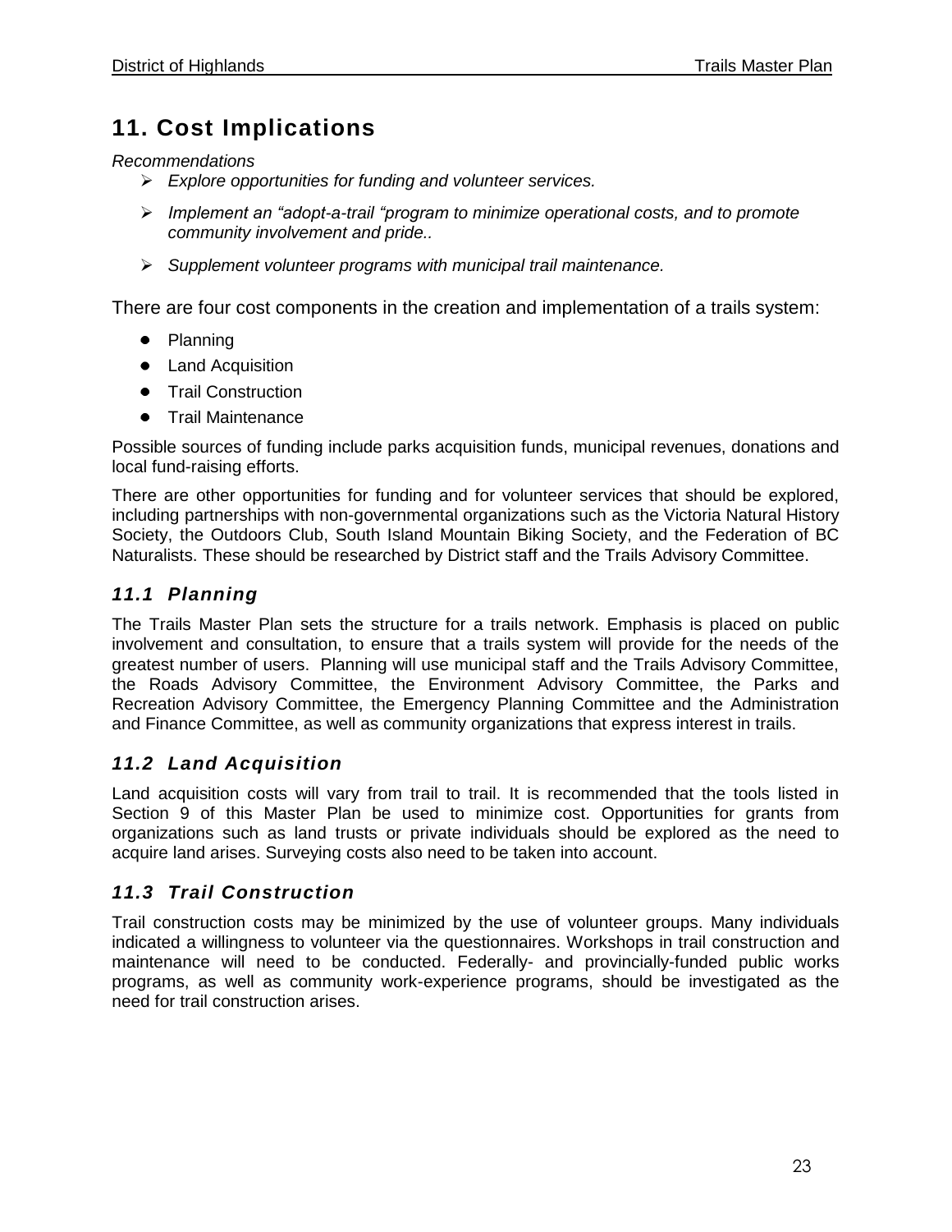# 11. Cost Implications

*Recommendations*

- *Explore opportunities for funding and volunteer services.*
- *Implement an "adopt-a-trail "program to minimize operational costs, and to promote community involvement and pride..*
- *Supplement volunteer programs with municipal trail maintenance.*

There are four cost components in the creation and implementation of a trails system:

- Planning
- Land Acquisition
- Trail Construction
- Trail Maintenance

Possible sources of funding include parks acquisition funds, municipal revenues, donations and local fund-raising efforts.

There are other opportunities for funding and for volunteer services that should be explored, including partnerships with non-governmental organizations such as the Victoria Natural History Society, the Outdoors Club, South Island Mountain Biking Society, and the Federation of BC Naturalists. These should be researched by District staff and the Trails Advisory Committee.

## *11.1 Planning*

The Trails Master Plan sets the structure for a trails network. Emphasis is placed on public involvement and consultation, to ensure that a trails system will provide for the needs of the greatest number of users. Planning will use municipal staff and the Trails Advisory Committee, the Roads Advisory Committee, the Environment Advisory Committee, the Parks and Recreation Advisory Committee, the Emergency Planning Committee and the Administration and Finance Committee, as well as community organizations that express interest in trails.

## *11.2 Land Acquisition*

Land acquisition costs will vary from trail to trail. It is recommended that the tools listed in Section 9 of this Master Plan be used to minimize cost. Opportunities for grants from organizations such as land trusts or private individuals should be explored as the need to acquire land arises. Surveying costs also need to be taken into account.

## *11.3 Trail Construction*

Trail construction costs may be minimized by the use of volunteer groups. Many individuals indicated a willingness to volunteer via the questionnaires. Workshops in trail construction and maintenance will need to be conducted. Federally- and provincially-funded public works programs, as well as community work-experience programs, should be investigated as the need for trail construction arises.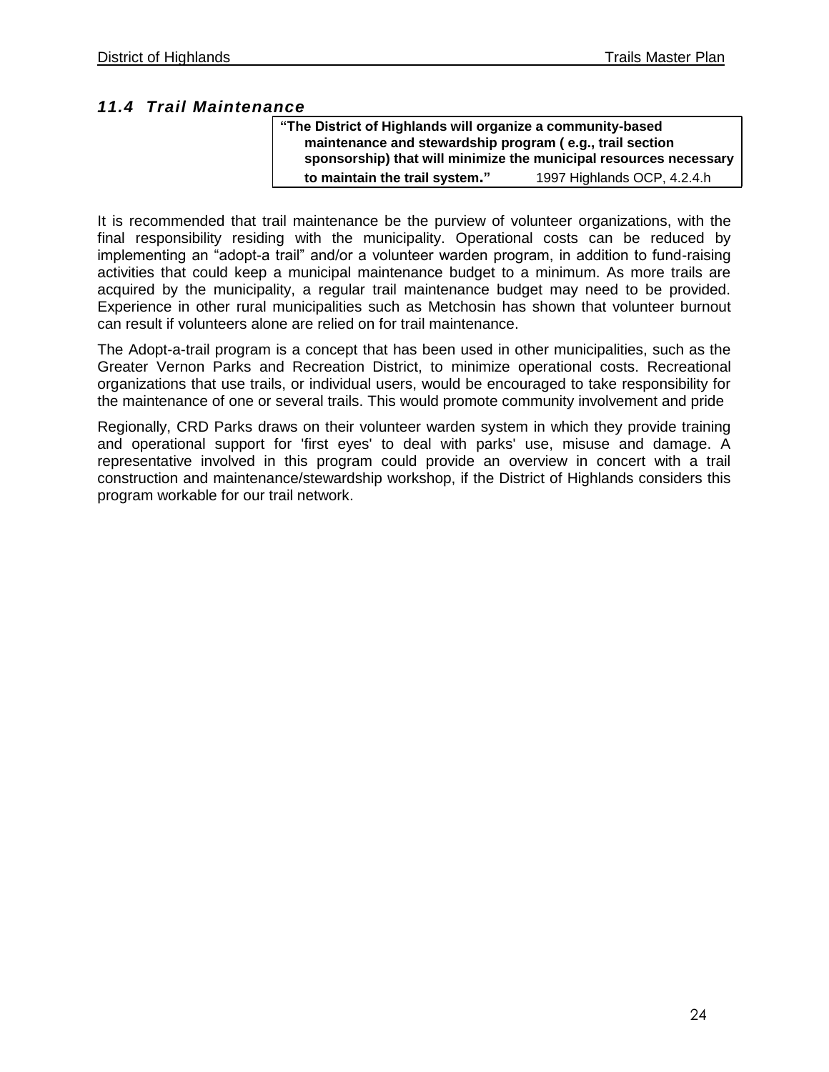## *11.4 Trail Maintenance*

> **"The District of Highlands will organize a community-based maintenance and stewardship program ( e.g., trail section sponsorship) that will minimize the municipal resources necessary to maintain the trail system."** 1997 Highlands OCP, 4.2.4.h

It is recommended that trail maintenance be the purview of volunteer organizations, with the final responsibility residing with the municipality. Operational costs can be reduced by implementing an "adopt-a trail" and/or a volunteer warden program, in addition to fund-raising activities that could keep a municipal maintenance budget to a minimum. As more trails are acquired by the municipality, a regular trail maintenance budget may need to be provided. Experience in other rural municipalities such as Metchosin has shown that volunteer burnout can result if volunteers alone are relied on for trail maintenance.

The Adopt-a-trail program is a concept that has been used in other municipalities, such as the Greater Vernon Parks and Recreation District, to minimize operational costs. Recreational organizations that use trails, or individual users, would be encouraged to take responsibility for the maintenance of one or several trails. This would promote community involvement and pride

Regionally, CRD Parks draws on their volunteer warden system in which they provide training and operational support for 'first eyes' to deal with parks' use, misuse and damage. A representative involved in this program could provide an overview in concert with a trail construction and maintenance/stewardship workshop, if the District of Highlands considers this program workable for our trail network.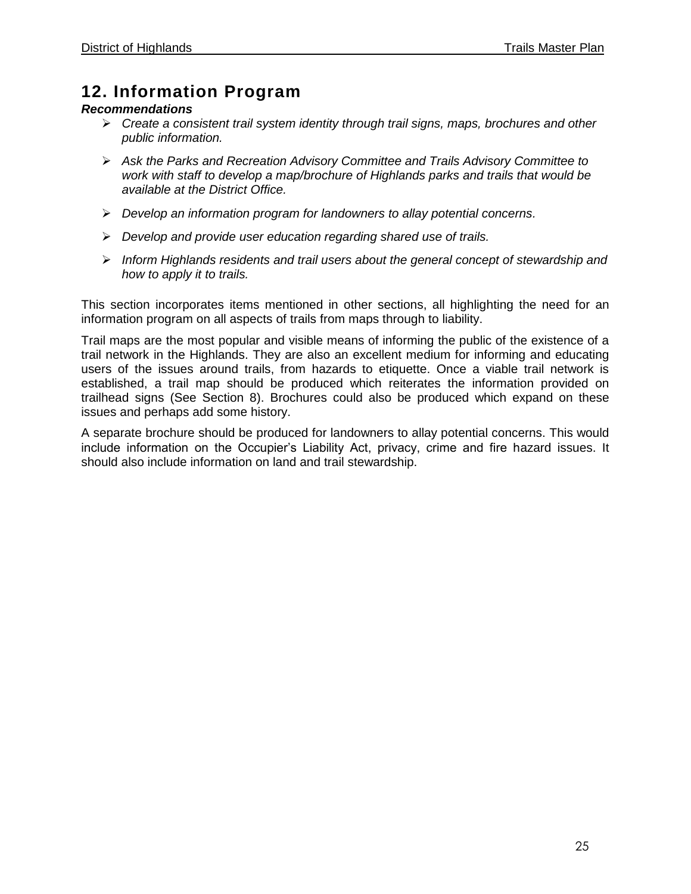## 12. Information Program

***Recommendations***

- *Create a consistent trail system identity through trail signs, maps, brochures and other public information.*
- *Ask the Parks and Recreation Advisory Committee and Trails Advisory Committee to work with staff to develop a map/brochure of Highlands parks and trails that would be available at the District Office.*
- *Develop an information program for landowners to allay potential concerns.*
- *Develop and provide user education regarding shared use of trails.*
- *Inform Highlands residents and trail users about the general concept of stewardship and how to apply it to trails.*

This section incorporates items mentioned in other sections, all highlighting the need for an information program on all aspects of trails from maps through to liability.

Trail maps are the most popular and visible means of informing the public of the existence of a trail network in the Highlands. They are also an excellent medium for informing and educating users of the issues around trails, from hazards to etiquette. Once a viable trail network is established, a trail map should be produced which reiterates the information provided on trailhead signs (See Section 8). Brochures could also be produced which expand on these issues and perhaps add some history.

A separate brochure should be produced for landowners to allay potential concerns. This would include information on the Occupier's Liability Act, privacy, crime and fire hazard issues. It should also include information on land and trail stewardship.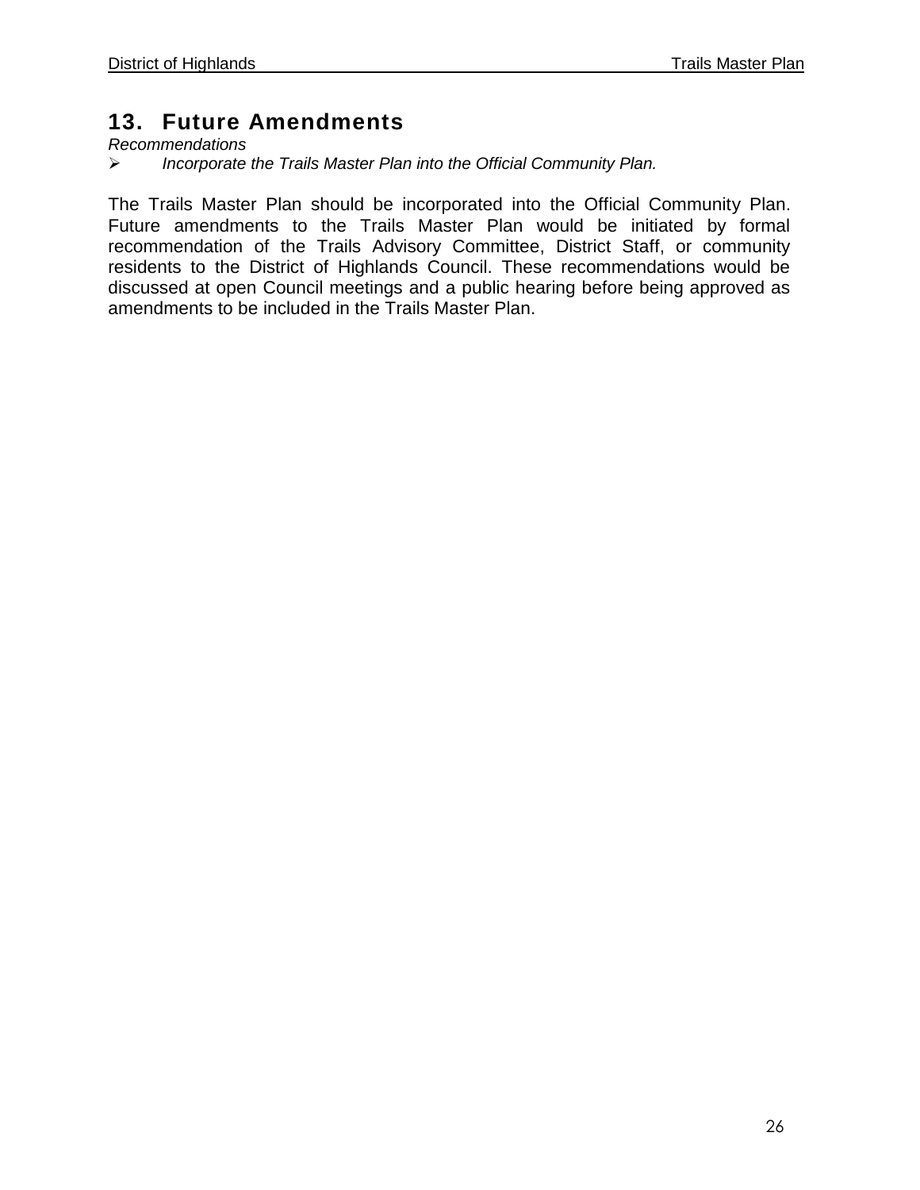## 13. Future Amendments

*Recommendations*

- *Incorporate the Trails Master Plan into the Official Community Plan.*

The Trails Master Plan should be incorporated into the Official Community Plan. Future amendments to the Trails Master Plan would be initiated by formal recommendation of the Trails Advisory Committee, District Staff, or community residents to the District of Highlands Council. These recommendations would be discussed at open Council meetings and a public hearing before being approved as amendments to be included in the Trails Master Plan.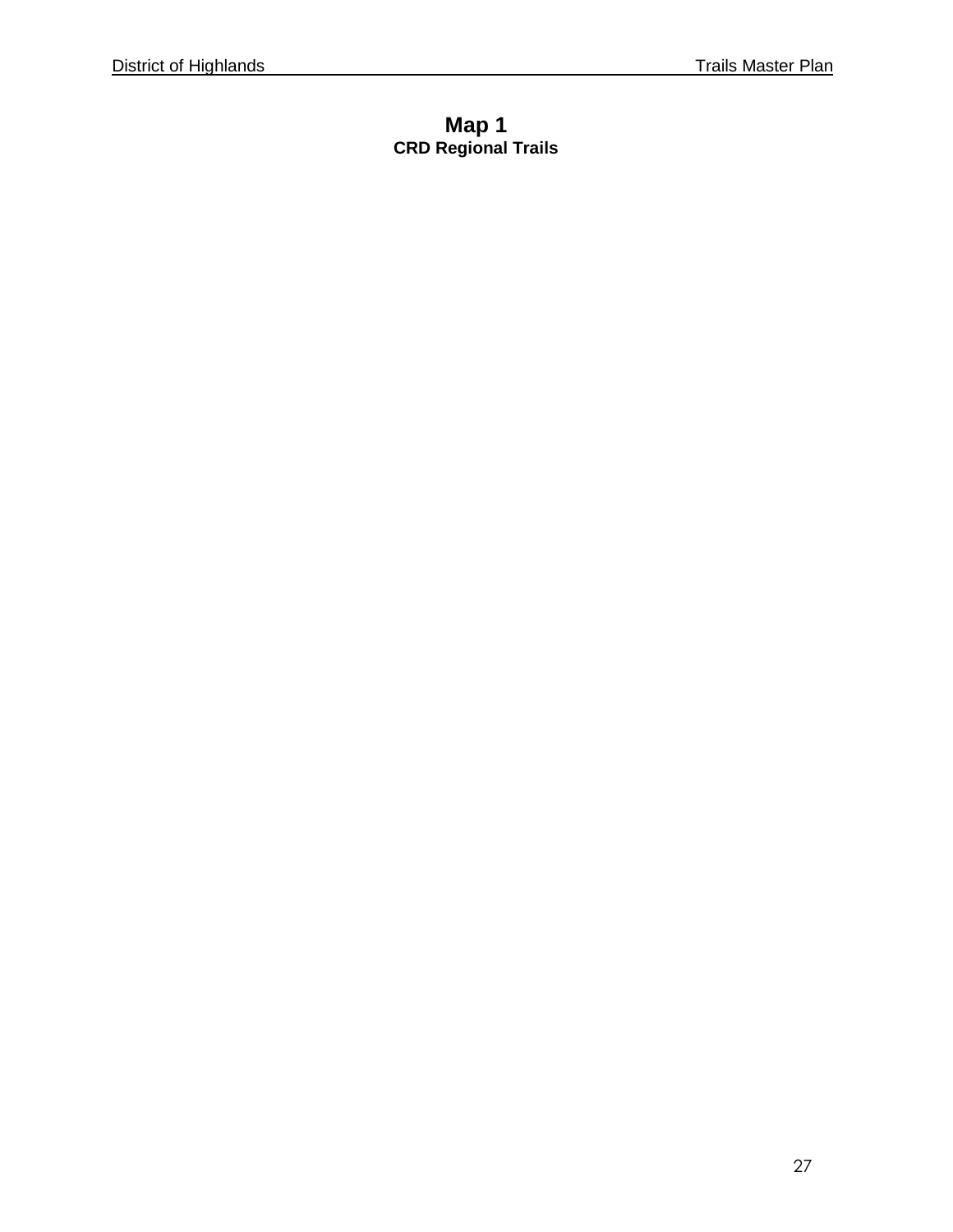# Map 1

## CRD Regional Trails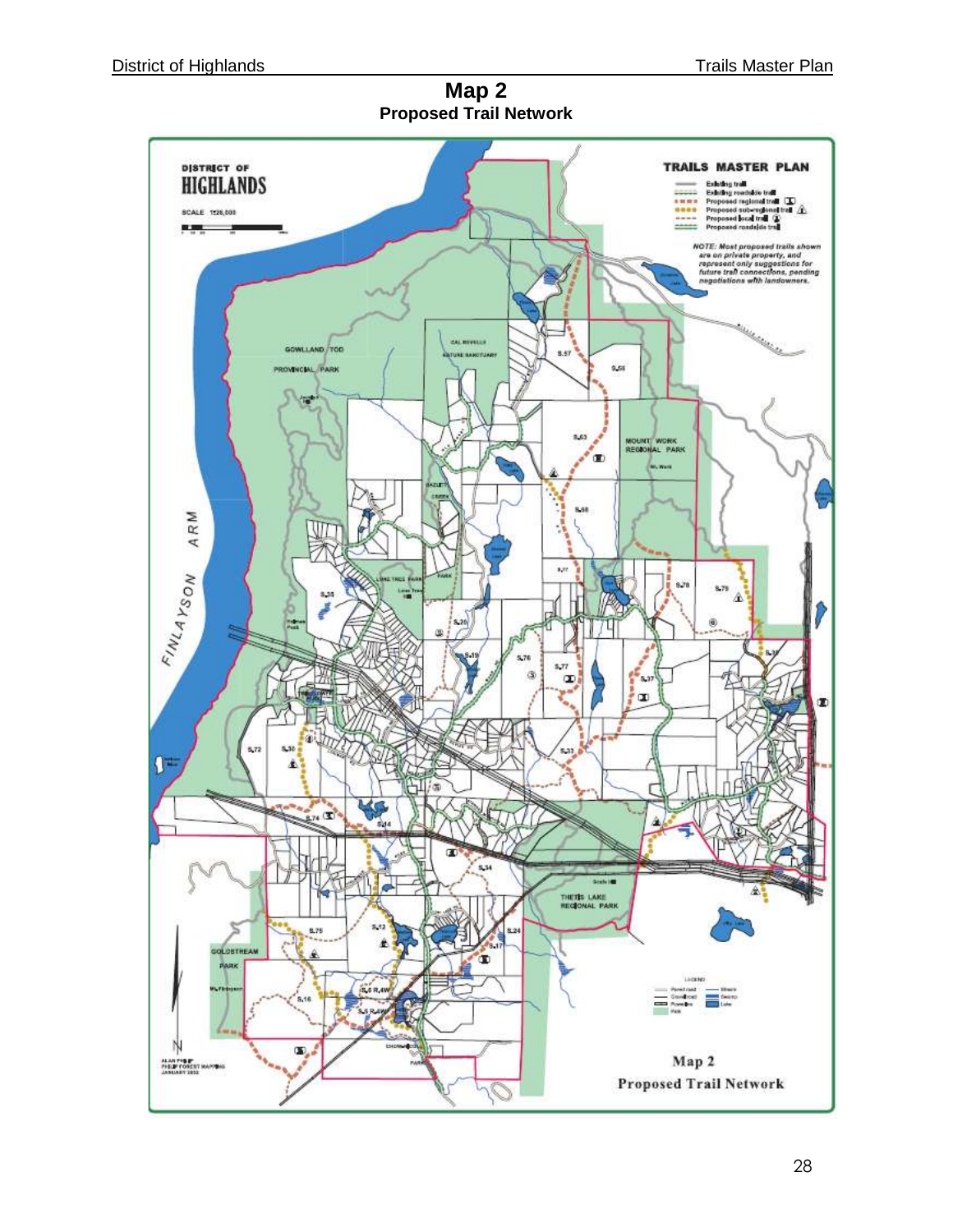# Map 2
## Proposed Trail Network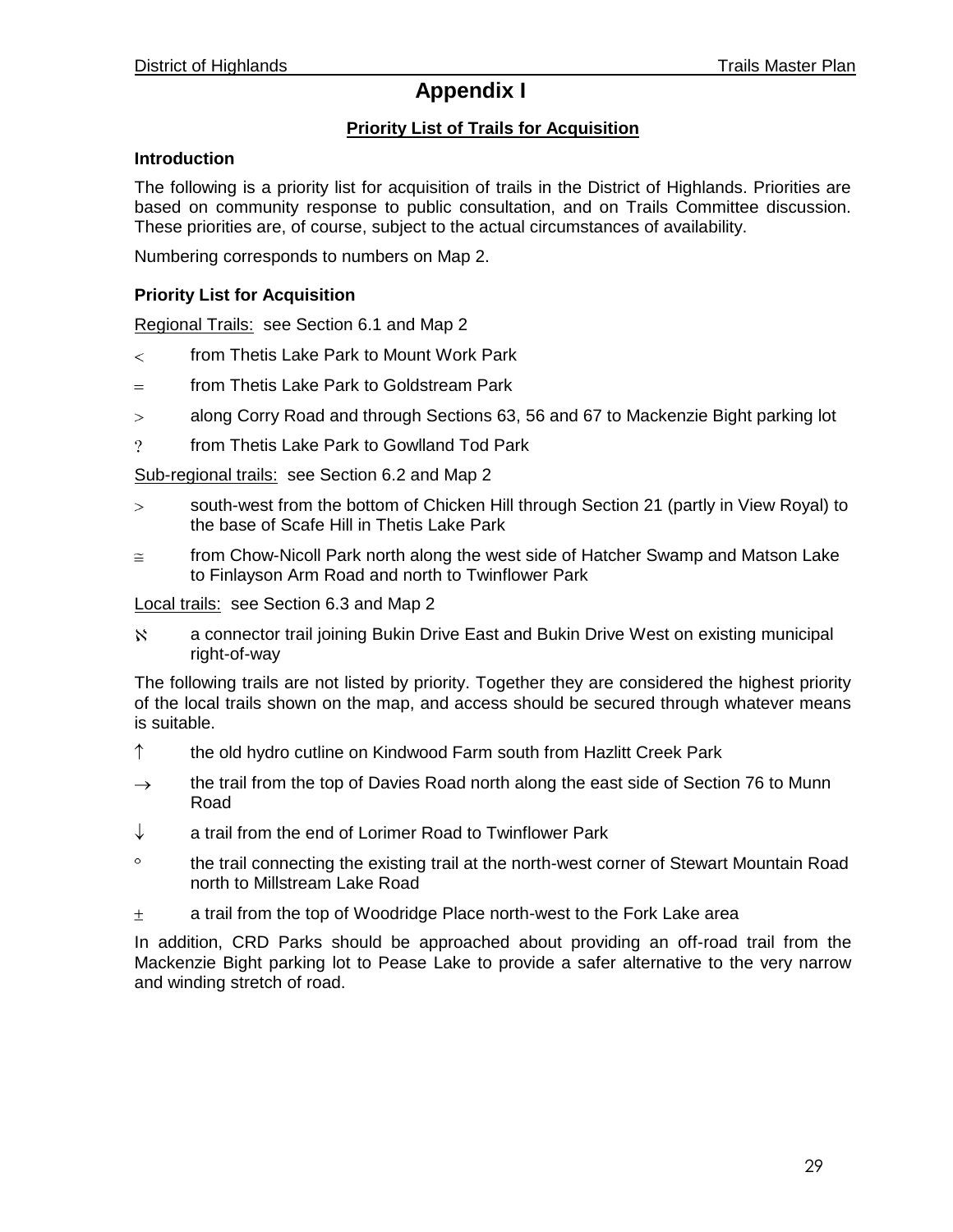# Appendix I

## Priority List of Trails for Acquisition

### Introduction

The following is a priority list for acquisition of trails in the District of Highlands. Priorities are based on community response to public consultation, and on Trails Committee discussion. These priorities are, of course, subject to the actual circumstances of availability.

Numbering corresponds to numbers on Map 2.

### Priority List for Acquisition

Regional Trails: see Section 6.1 and Map 2

- < from Thetis Lake Park to Mount Work Park
- = from Thetis Lake Park to Goldstream Park
- > along Corry Road and through Sections 63, 56 and 67 to Mackenzie Bight parking lot
- ? from Thetis Lake Park to Gowlland Tod Park

Sub-regional trails: see Section 6.2 and Map 2

- > south-west from the bottom of Chicken Hill through Section 21 (partly in View Royal) to the base of Scafe Hill in Thetis Lake Park
- ≅ from Chow-Nicoll Park north along the west side of Hatcher Swamp and Matson Lake to Finlayson Arm Road and north to Twinflower Park

Local trails: see Section 6.3 and Map 2

- ℵ a connector trail joining Bukin Drive East and Bukin Drive West on existing municipal right-of-way

The following trails are not listed by priority. Together they are considered the highest priority of the local trails shown on the map, and access should be secured through whatever means is suitable.

- ↑ the old hydro cutline on Kindwood Farm south from Hazlitt Creek Park
- → the trail from the top of Davies Road north along the east side of Section 76 to Munn Road
- ↓ a trail from the end of Lorimer Road to Twinflower Park
- ° the trail connecting the existing trail at the north-west corner of Stewart Mountain Road north to Millstream Lake Road
- ± a trail from the top of Woodridge Place north-west to the Fork Lake area

In addition, CRD Parks should be approached about providing an off-road trail from the Mackenzie Bight parking lot to Pease Lake to provide a safer alternative to the very narrow and winding stretch of road.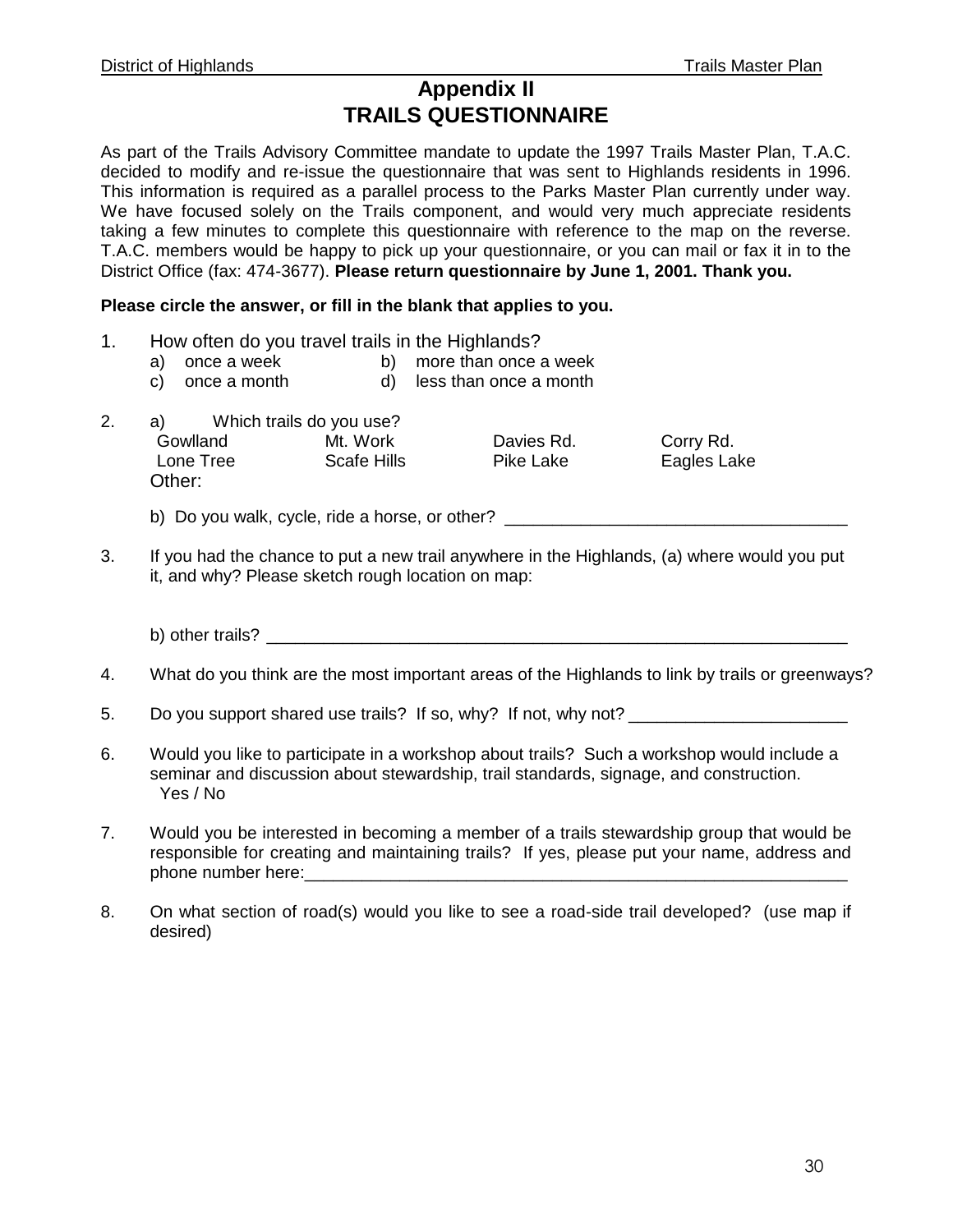# Appendix II
# TRAILS QUESTIONNAIRE

As part of the Trails Advisory Committee mandate to update the 1997 Trails Master Plan, T.A.C. decided to modify and re-issue the questionnaire that was sent to Highlands residents in 1996. This information is required as a parallel process to the Parks Master Plan currently under way. We have focused solely on the Trails component, and would very much appreciate residents taking a few minutes to complete this questionnaire with reference to the map on the reverse. T.A.C. members would be happy to pick up your questionnaire, or you can mail or fax it in to the District Office (fax: 474-3677). **Please return questionnaire by June 1, 2001. Thank you.**

**Please circle the answer, or fill in the blank that applies to you.**

1. How often do you travel trails in the Highlands?
   a) once a week   b) more than once a week
   c) once a month   d) less than once a month

2. a) Which trails do you use?

   | | | | |
   |---|---|---|---|
   | Gowlland | Mt. Work | Davies Rd. | Corry Rd. |
   | Lone Tree | Scafe Hills | Pike Lake | Eagles Lake |

   Other:

   b) Do you walk, cycle, ride a horse, or other? ____________________________________

3. If you had the chance to put a new trail anywhere in the Highlands, (a) where would you put it, and why? Please sketch rough location on map:

   b) other trails? ____________________________________________________________

4. What do you think are the most important areas of the Highlands to link by trails or greenways?

5. Do you support shared use trails? If so, why? If not, why not? _______________________

6. Would you like to participate in a workshop about trails? Such a workshop would include a seminar and discussion about stewardship, trail standards, signage, and construction.
   Yes / No

7. Would you be interested in becoming a member of a trails stewardship group that would be responsible for creating and maintaining trails? If yes, please put your name, address and phone number here:___________________________________________________________

8. On what section of road(s) would you like to see a road-side trail developed? (use map if desired)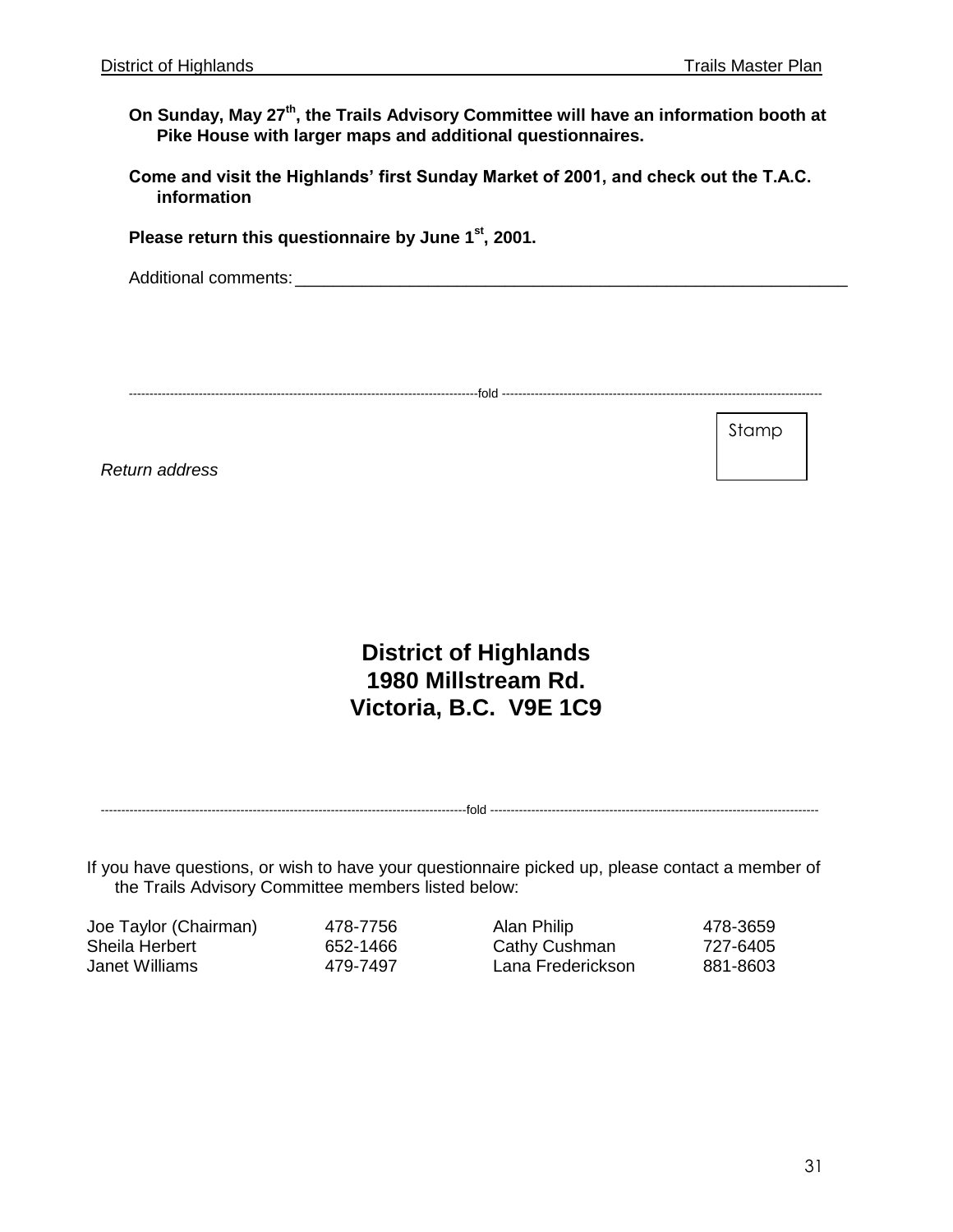**On Sunday, May 27th, the Trails Advisory Committee will have an information booth at Pike House with larger maps and additional questionnaires.**

**Come and visit the Highlands' first Sunday Market of 2001, and check out the T.A.C. information**

**Please return this questionnaire by June 1st, 2001.**

Additional comments: ____________________________________________________________

---------------------------------------------------------------------------------------fold ---------------------------------------------------------------------------

Stamp

*Return address*

**District of Highlands**
**1980 Millstream Rd.**
**Victoria, B.C. V9E 1C9**

---------------------------------------------------------------------------------------fold ---------------------------------------------------------------------------

If you have questions, or wish to have your questionnaire picked up, please contact a member of the Trails Advisory Committee members listed below:

| | | | |
|---|---|---|---|
| Joe Taylor (Chairman) | 478-7756 | Alan Philip | 478-3659 |
| Sheila Herbert | 652-1466 | Cathy Cushman | 727-6405 |
| Janet Williams | 479-7497 | Lana Frederickson | 881-8603 |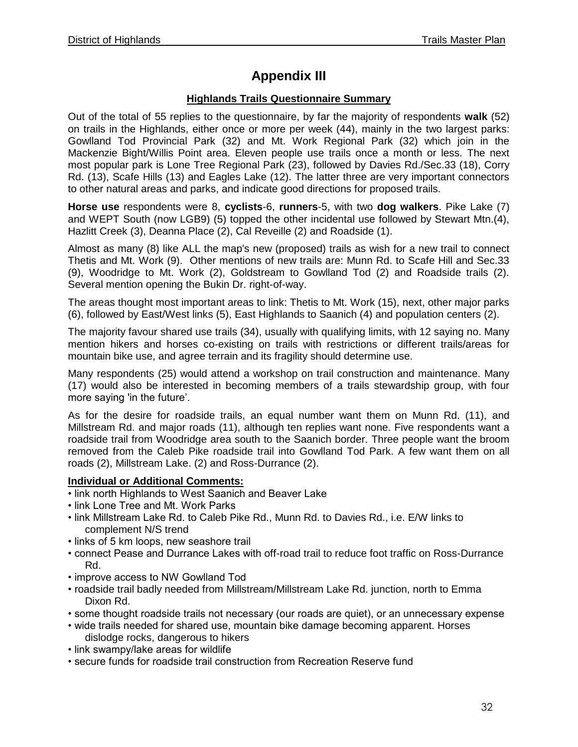# Appendix III

## Highlands Trails Questionnaire Summary

Out of the total of 55 replies to the questionnaire, by far the majority of respondents **walk** (52) on trails in the Highlands, either once or more per week (44), mainly in the two largest parks: Gowlland Tod Provincial Park (32) and Mt. Work Regional Park (32) which join in the Mackenzie Bight/Willis Point area. Eleven people use trails once a month or less. The next most popular park is Lone Tree Regional Park (23), followed by Davies Rd./Sec.33 (18), Corry Rd. (13), Scafe Hills (13) and Eagles Lake (12). The latter three are very important connectors to other natural areas and parks, and indicate good directions for proposed trails.

**Horse use** respondents were 8, **cyclists**-6, **runners**-5, with two **dog walkers**. Pike Lake (7) and WEPT South (now LGB9) (5) topped the other incidental use followed by Stewart Mtn.(4), Hazlitt Creek (3), Deanna Place (2), Cal Reveille (2) and Roadside (1).

Almost as many (8) like ALL the map's new (proposed) trails as wish for a new trail to connect Thetis and Mt. Work (9). Other mentions of new trails are: Munn Rd. to Scafe Hill and Sec.33 (9), Woodridge to Mt. Work (2), Goldstream to Gowlland Tod (2) and Roadside trails (2). Several mention opening the Bukin Dr. right-of-way.

The areas thought most important areas to link: Thetis to Mt. Work (15), next, other major parks (6), followed by East/West links (5), East Highlands to Saanich (4) and population centers (2).

The majority favour shared use trails (34), usually with qualifying limits, with 12 saying no. Many mention hikers and horses co-existing on trails with restrictions or different trails/areas for mountain bike use, and agree terrain and its fragility should determine use.

Many respondents (25) would attend a workshop on trail construction and maintenance. Many (17) would also be interested in becoming members of a trails stewardship group, with four more saying 'in the future'.

As for the desire for roadside trails, an equal number want them on Munn Rd. (11), and Millstream Rd. and major roads (11), although ten replies want none. Five respondents want a roadside trail from Woodridge area south to the Saanich border. Three people want the broom removed from the Caleb Pike roadside trail into Gowlland Tod Park. A few want them on all roads (2), Millstream Lake. (2) and Ross-Durrance (2).

**Individual or Additional Comments:**

- link north Highlands to West Saanich and Beaver Lake
- link Lone Tree and Mt. Work Parks
- link Millstream Lake Rd. to Caleb Pike Rd., Munn Rd. to Davies Rd., i.e. E/W links to complement N/S trend
- links of 5 km loops, new seashore trail
- connect Pease and Durrance Lakes with off-road trail to reduce foot traffic on Ross-Durrance Rd.
- improve access to NW Gowlland Tod
- roadside trail badly needed from Millstream/Millstream Lake Rd. junction, north to Emma Dixon Rd.
- some thought roadside trails not necessary (our roads are quiet), or an unnecessary expense
- wide trails needed for shared use, mountain bike damage becoming apparent. Horses dislodge rocks, dangerous to hikers
- link swampy/lake areas for wildlife
- secure funds for roadside trail construction from Recreation Reserve fund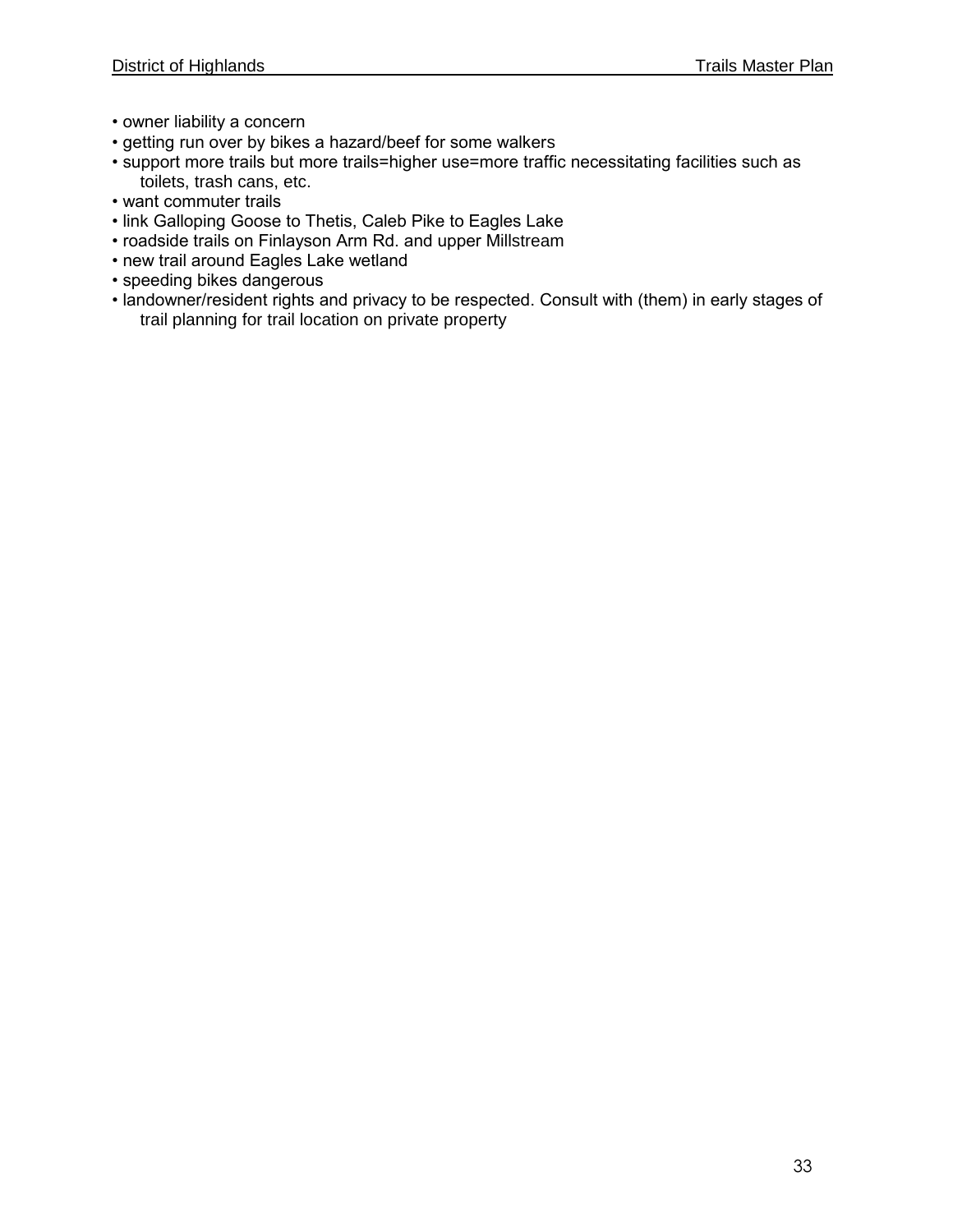- owner liability a concern
- getting run over by bikes a hazard/beef for some walkers
- support more trails but more trails=higher use=more traffic necessitating facilities such as toilets, trash cans, etc.
- want commuter trails
- link Galloping Goose to Thetis, Caleb Pike to Eagles Lake
- roadside trails on Finlayson Arm Rd. and upper Millstream
- new trail around Eagles Lake wetland
- speeding bikes dangerous
- landowner/resident rights and privacy to be respected. Consult with (them) in early stages of trail planning for trail location on private property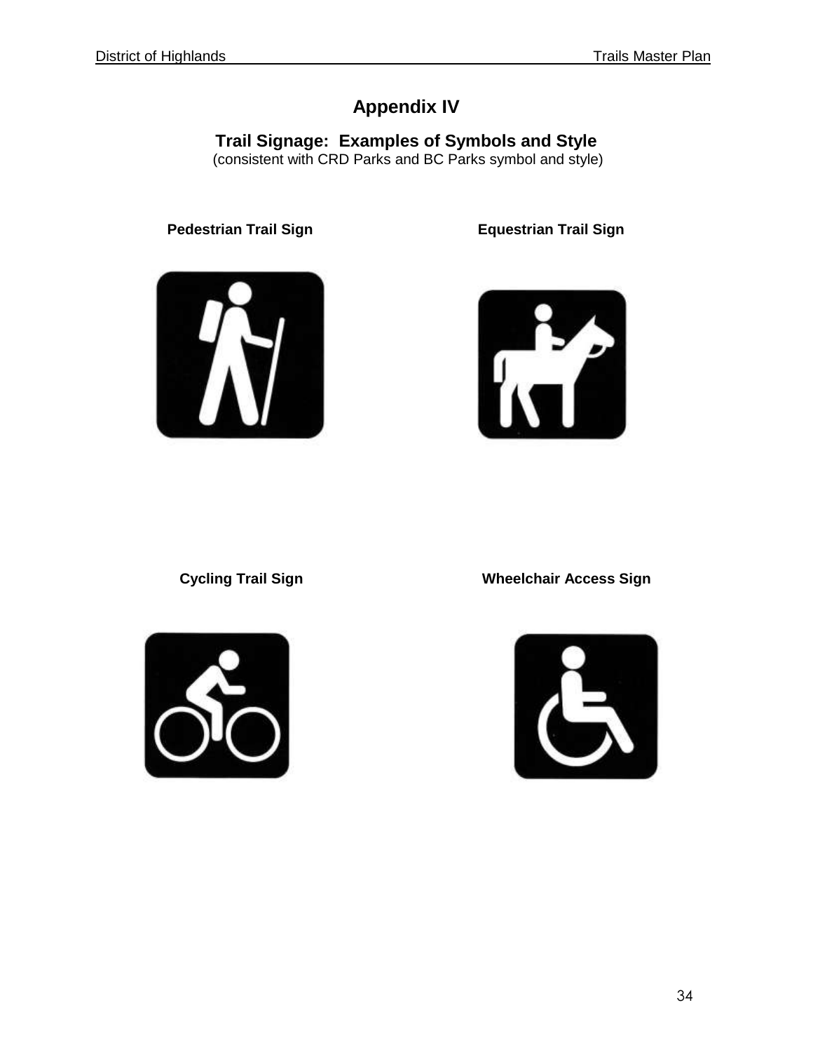# Appendix IV

## Trail Signage: Examples of Symbols and Style

(consistent with CRD Parks and BC Parks symbol and style)

**Pedestrian Trail Sign**

**Equestrian Trail Sign**

**Cycling Trail Sign**

**Wheelchair Access Sign**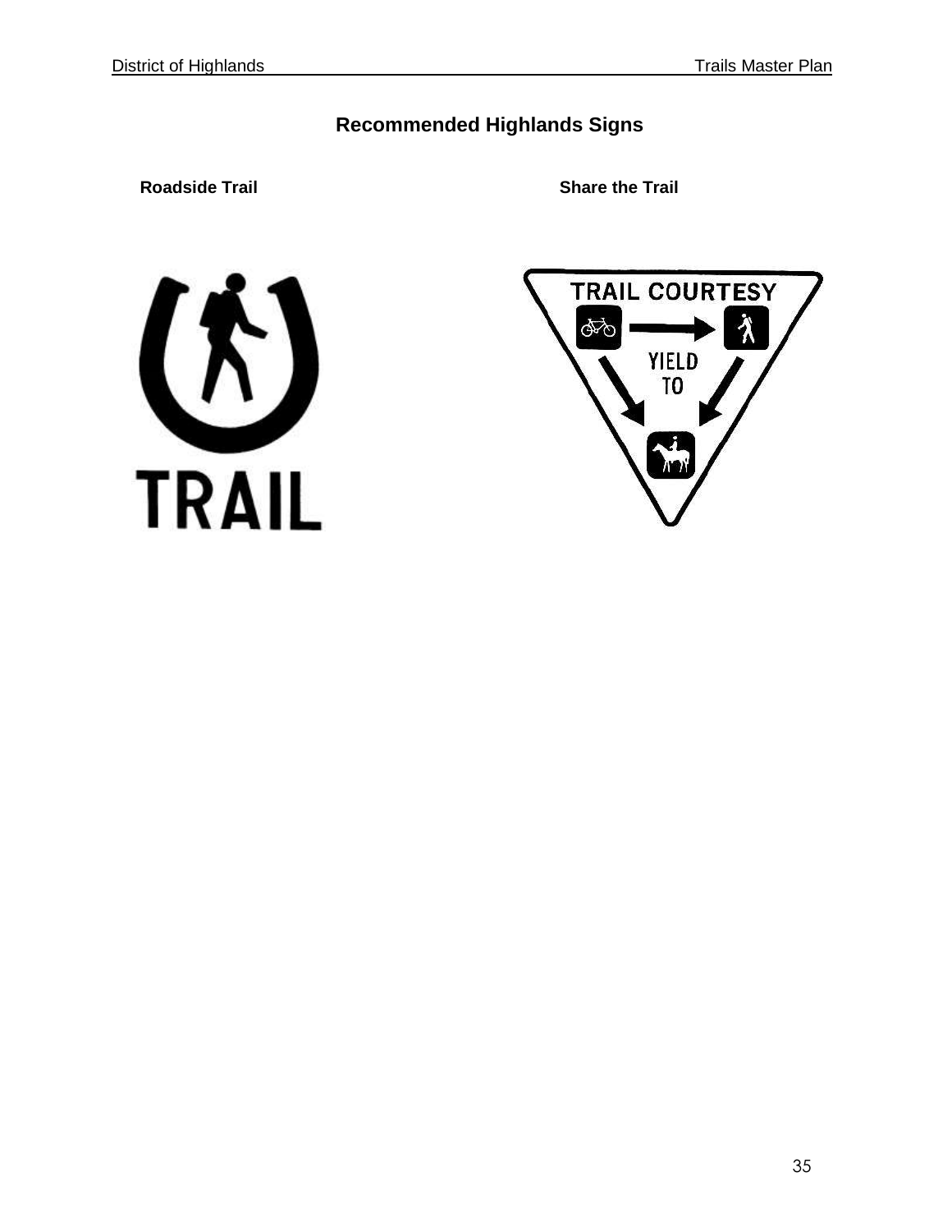## Recommended Highlands Signs

**Roadside Trail**

TRAIL

**Share the Trail**

TRAIL COURTESY

YIELD TO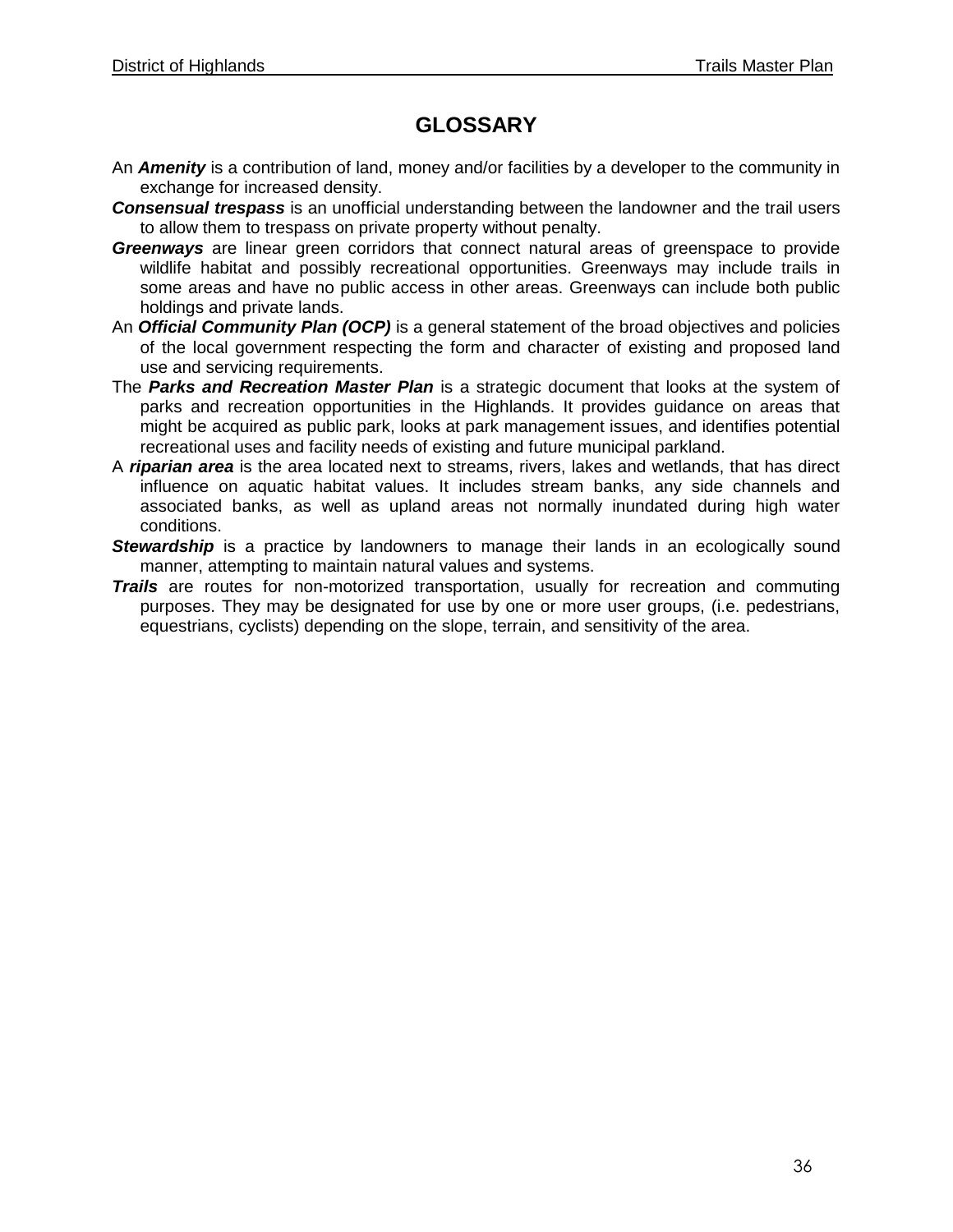# GLOSSARY

An ***Amenity*** is a contribution of land, money and/or facilities by a developer to the community in exchange for increased density.

***Consensual trespass*** is an unofficial understanding between the landowner and the trail users to allow them to trespass on private property without penalty.

***Greenways*** are linear green corridors that connect natural areas of greenspace to provide wildlife habitat and possibly recreational opportunities. Greenways may include trails in some areas and have no public access in other areas. Greenways can include both public holdings and private lands.

An ***Official Community Plan (OCP)*** is a general statement of the broad objectives and policies of the local government respecting the form and character of existing and proposed land use and servicing requirements.

The ***Parks and Recreation Master Plan*** is a strategic document that looks at the system of parks and recreation opportunities in the Highlands. It provides guidance on areas that might be acquired as public park, looks at park management issues, and identifies potential recreational uses and facility needs of existing and future municipal parkland.

A ***riparian area*** is the area located next to streams, rivers, lakes and wetlands, that has direct influence on aquatic habitat values. It includes stream banks, any side channels and associated banks, as well as upland areas not normally inundated during high water conditions.

***Stewardship*** is a practice by landowners to manage their lands in an ecologically sound manner, attempting to maintain natural values and systems.

***Trails*** are routes for non-motorized transportation, usually for recreation and commuting purposes. They may be designated for use by one or more user groups, (i.e. pedestrians, equestrians, cyclists) depending on the slope, terrain, and sensitivity of the area.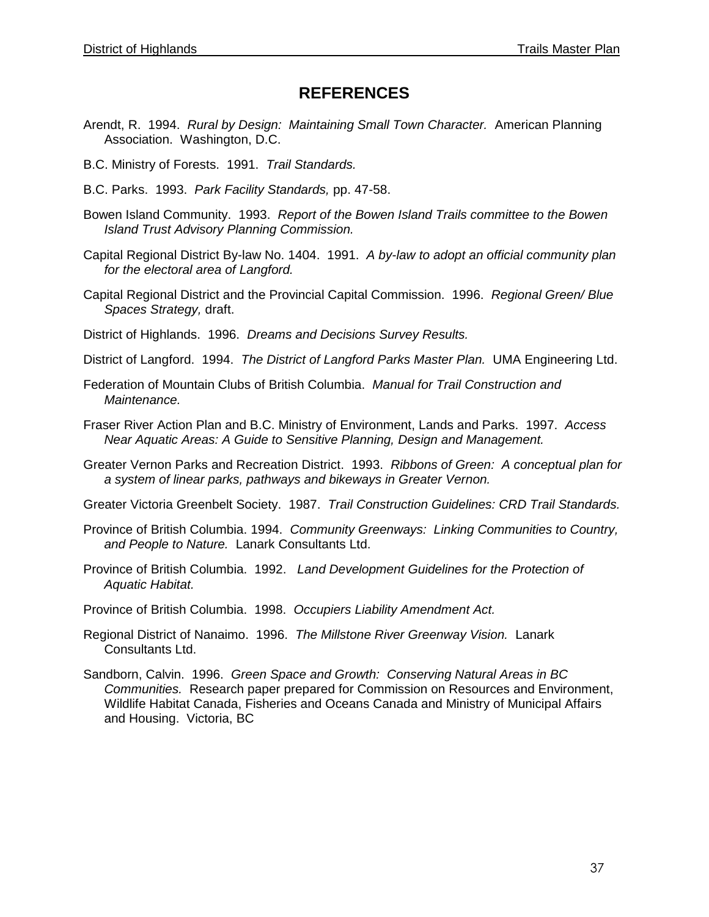# REFERENCES

Arendt, R. 1994. *Rural by Design: Maintaining Small Town Character.* American Planning Association. Washington, D.C.

B.C. Ministry of Forests. 1991. *Trail Standards.*

B.C. Parks. 1993. *Park Facility Standards,* pp. 47-58.

Bowen Island Community. 1993. *Report of the Bowen Island Trails committee to the Bowen Island Trust Advisory Planning Commission.*

Capital Regional District By-law No. 1404. 1991. *A by-law to adopt an official community plan for the electoral area of Langford.*

Capital Regional District and the Provincial Capital Commission. 1996. *Regional Green/ Blue Spaces Strategy,* draft.

District of Highlands. 1996. *Dreams and Decisions Survey Results.*

District of Langford. 1994. *The District of Langford Parks Master Plan.* UMA Engineering Ltd.

Federation of Mountain Clubs of British Columbia. *Manual for Trail Construction and Maintenance.*

Fraser River Action Plan and B.C. Ministry of Environment, Lands and Parks. 1997. *Access Near Aquatic Areas: A Guide to Sensitive Planning, Design and Management.*

Greater Vernon Parks and Recreation District. 1993. *Ribbons of Green: A conceptual plan for a system of linear parks, pathways and bikeways in Greater Vernon.*

Greater Victoria Greenbelt Society. 1987. *Trail Construction Guidelines: CRD Trail Standards.*

Province of British Columbia. 1994. *Community Greenways: Linking Communities to Country, and People to Nature.* Lanark Consultants Ltd.

Province of British Columbia. 1992. *Land Development Guidelines for the Protection of Aquatic Habitat.*

Province of British Columbia. 1998. *Occupiers Liability Amendment Act.*

Regional District of Nanaimo. 1996. *The Millstone River Greenway Vision.* Lanark Consultants Ltd.

Sandborn, Calvin. 1996. *Green Space and Growth: Conserving Natural Areas in BC Communities.* Research paper prepared for Commission on Resources and Environment, Wildlife Habitat Canada, Fisheries and Oceans Canada and Ministry of Municipal Affairs and Housing. Victoria, BC